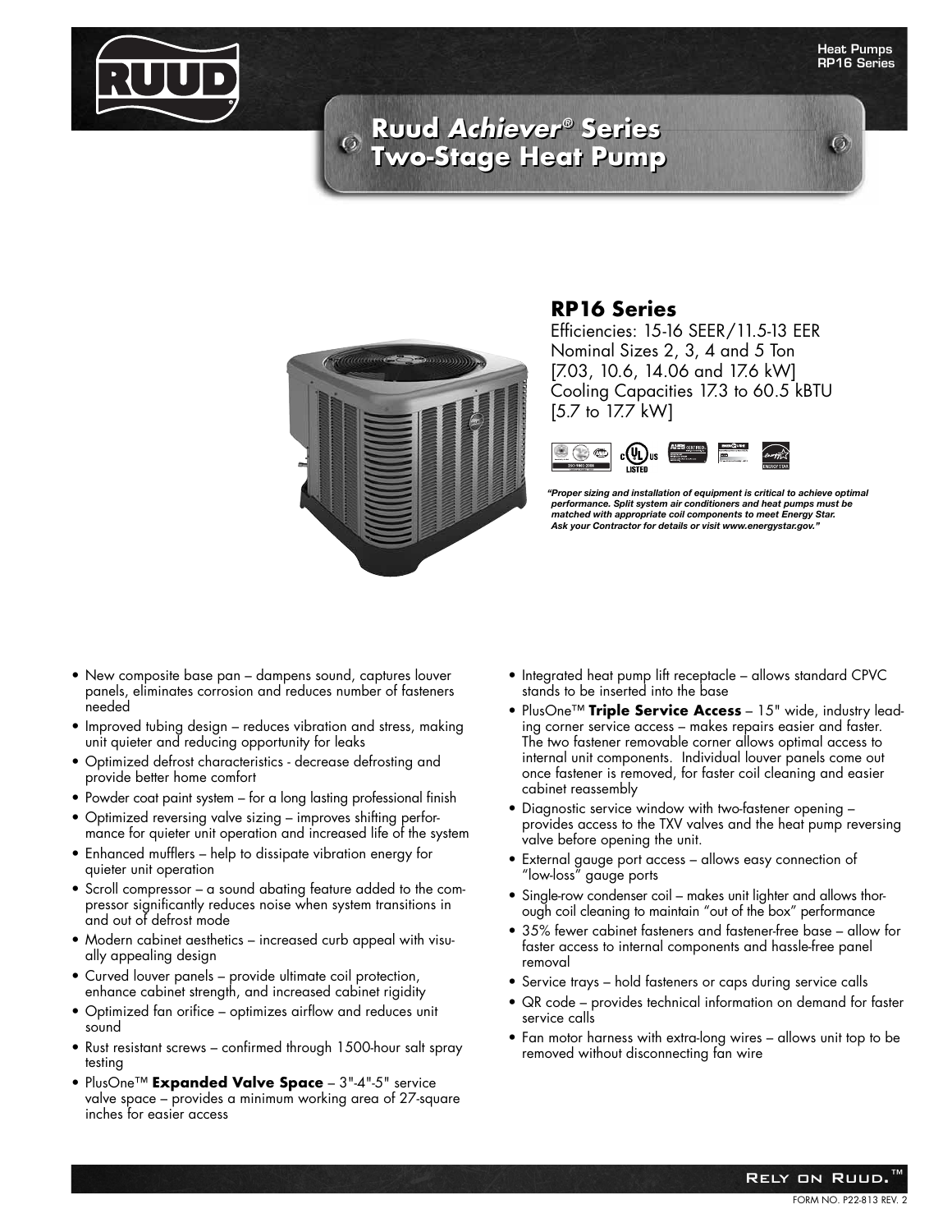# Ruud *Achiever*® Series Two-Stage Heat Pump

## RP16 Series

Efficiencies: 15-16 SEER/11.5-13 EER
Nominal Sizes 2, 3, 4 and 5 Ton
[7.03, 10.6, 14.06 and 17.6 kW]
Cooling Capacities 17.3 to 60.5 kBTU
[5.7 to 17.7 kW]

***"Proper sizing and installation of equipment is critical to achieve optimal performance. Split system air conditioners and heat pumps must be matched with appropriate coil components to meet Energy Star. Ask your Contractor for details or visit www.energystar.gov."***

- New composite base pan – dampens sound, captures louver panels, eliminates corrosion and reduces number of fasteners needed
- Improved tubing design – reduces vibration and stress, making unit quieter and reducing opportunity for leaks
- Optimized defrost characteristics - decrease defrosting and provide better home comfort
- Powder coat paint system – for a long lasting professional finish
- Optimized reversing valve sizing – improves shifting performance for quieter unit operation and increased life of the system
- Enhanced mufflers – help to dissipate vibration energy for quieter unit operation
- Scroll compressor – a sound abating feature added to the compressor significantly reduces noise when system transitions in and out of defrost mode
- Modern cabinet aesthetics – increased curb appeal with visually appealing design
- Curved louver panels – provide ultimate coil protection, enhance cabinet strength, and increased cabinet rigidity
- Optimized fan orifice – optimizes airflow and reduces unit sound
- Rust resistant screws – confirmed through 1500-hour salt spray testing
- PlusOne™ **Expanded Valve Space** – 3"-4"-5" service valve space – provides a minimum working area of 27-square inches for easier access
- Integrated heat pump lift receptacle – allows standard CPVC stands to be inserted into the base
- PlusOne™ **Triple Service Access** – 15" wide, industry leading corner service access – makes repairs easier and faster. The two fastener removable corner allows optimal access to internal unit components. Individual louver panels come out once fastener is removed, for faster coil cleaning and easier cabinet reassembly
- Diagnostic service window with two-fastener opening – provides access to the TXV valves and the heat pump reversing valve before opening the unit.
- External gauge port access – allows easy connection of "low-loss" gauge ports
- Single-row condenser coil – makes unit lighter and allows thorough coil cleaning to maintain "out of the box" performance
- 35% fewer cabinet fasteners and fastener-free base – allow for faster access to internal components and hassle-free panel removal
- Service trays – hold fasteners or caps during service calls
- QR code – provides technical information on demand for faster service calls
- Fan motor harness with extra-long wires – allows unit top to be removed without disconnecting fan wire

RELY ON RUUD.™

FORM NO. P22-813 REV. 2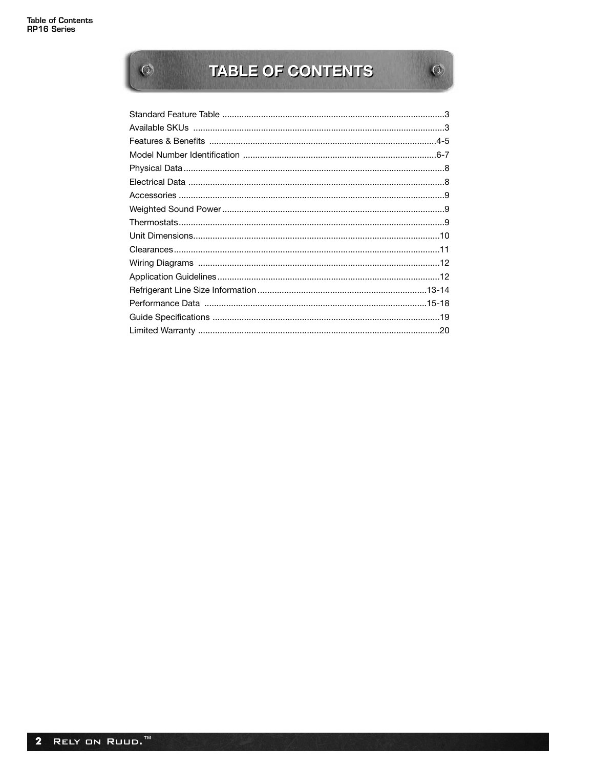# TABLE OF CONTENTS

| | |
|---|---|
| Standard Feature Table | 3 |
| Available SKUs | 3 |
| Features & Benefits | 4-5 |
| Model Number Identification | 6-7 |
| Physical Data | 8 |
| Electrical Data | 8 |
| Accessories | 9 |
| Weighted Sound Power | 9 |
| Thermostats | 9 |
| Unit Dimensions | 10 |
| Clearances | 11 |
| Wiring Diagrams | 12 |
| Application Guidelines | 12 |
| Refrigerant Line Size Information | 13-14 |
| Performance Data | 15-18 |
| Guide Specifications | 19 |
| Limited Warranty | 20 |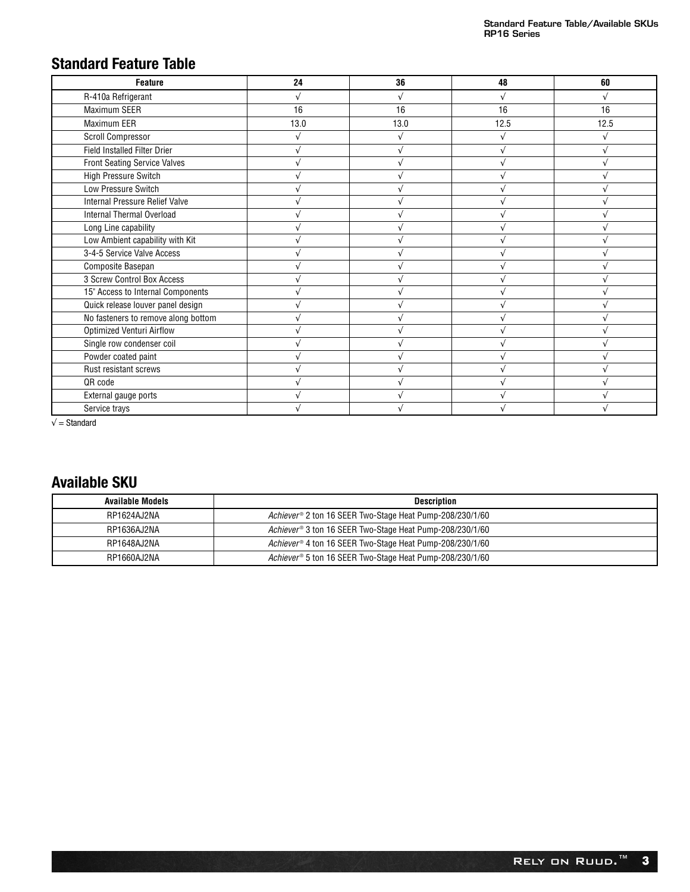## Standard Feature Table

| Feature | 24 | 36 | 48 | 60 |
|---|---|---|---|---|
| R-410a Refrigerant | √ | √ | √ | √ |
| Maximum SEER | 16 | 16 | 16 | 16 |
| Maximum EER | 13.0 | 13.0 | 12.5 | 12.5 |
| Scroll Compressor | √ | √ | √ | √ |
| Field Installed Filter Drier | √ | √ | √ | √ |
| Front Seating Service Valves | √ | √ | √ | √ |
| High Pressure Switch | √ | √ | √ | √ |
| Low Pressure Switch | √ | √ | √ | √ |
| Internal Pressure Relief Valve | √ | √ | √ | √ |
| Internal Thermal Overload | √ | √ | √ | √ |
| Long Line capability | √ | √ | √ | √ |
| Low Ambient capability with Kit | √ | √ | √ | √ |
| 3-4-5 Service Valve Access | √ | √ | √ | √ |
| Composite Basepan | √ | √ | √ | √ |
| 3 Screw Control Box Access | √ | √ | √ | √ |
| 15" Access to Internal Components | √ | √ | √ | √ |
| Quick release louver panel design | √ | √ | √ | √ |
| No fasteners to remove along bottom | √ | √ | √ | √ |
| Optimized Venturi Airflow | √ | √ | √ | √ |
| Single row condenser coil | √ | √ | √ | √ |
| Powder coated paint | √ | √ | √ | √ |
| Rust resistant screws | √ | √ | √ | √ |
| QR code | √ | √ | √ | √ |
| External gauge ports | √ | √ | √ | √ |
| Service trays | √ | √ | √ | √ |

√ = Standard

## Available SKU

| Available Models | Description |
|---|---|
| RP1624AJ2NA | *Achiever®* 2 ton 16 SEER Two-Stage Heat Pump-208/230/1/60 |
| RP1636AJ2NA | *Achiever®* 3 ton 16 SEER Two-Stage Heat Pump-208/230/1/60 |
| RP1648AJ2NA | *Achiever®* 4 ton 16 SEER Two-Stage Heat Pump-208/230/1/60 |
| RP1660AJ2NA | *Achiever®* 5 ton 16 SEER Two-Stage Heat Pump-208/230/1/60 |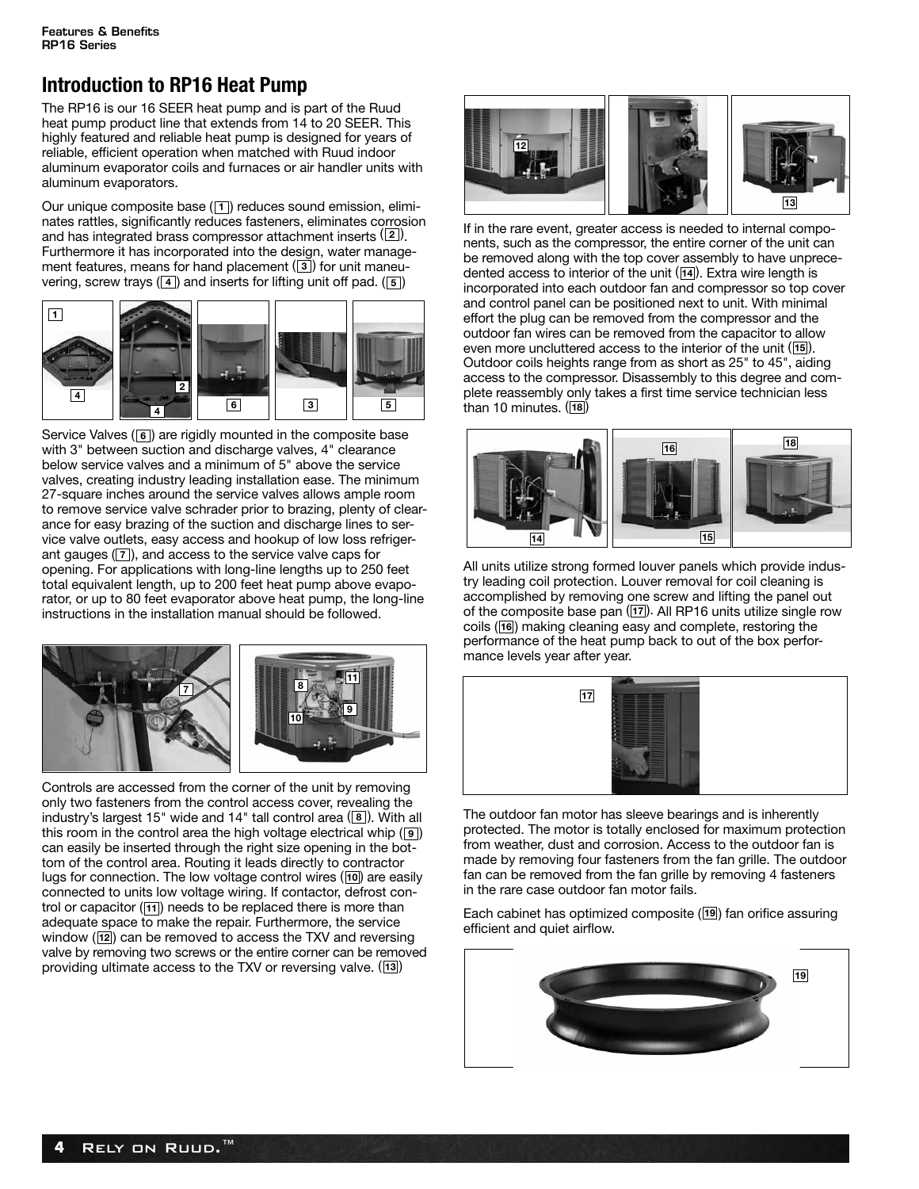## Introduction to RP16 Heat Pump

The RP16 is our 16 SEER heat pump and is part of the Ruud heat pump product line that extends from 14 to 20 SEER. This highly featured and reliable heat pump is designed for years of reliable, efficient operation when matched with Ruud indoor aluminum evaporator coils and furnaces or air handler units with aluminum evaporators.

Our unique composite base (1) reduces sound emission, eliminates rattles, significantly reduces fasteners, eliminates corrosion and has integrated brass compressor attachment inserts (2). Furthermore it has incorporated into the design, water management features, means for hand placement (3) for unit maneuvering, screw trays (4) and inserts for lifting unit off pad. (5)

Service Valves (6) are rigidly mounted in the composite base with 3" between suction and discharge valves, 4" clearance below service valves and a minimum of 5" above the service valves, creating industry leading installation ease. The minimum 27-square inches around the service valves allows ample room to remove service valve schrader prior to brazing, plenty of clearance for easy brazing of the suction and discharge lines to service valve outlets, easy access and hookup of low loss refrigerant gauges (7), and access to the service valve caps for opening. For applications with long-line lengths up to 250 feet total equivalent length, up to 200 feet heat pump above evaporator, or up to 80 feet evaporator above heat pump, the long-line instructions in the installation manual should be followed.

Controls are accessed from the corner of the unit by removing only two fasteners from the control access cover, revealing the industry's largest 15" wide and 14" tall control area (8). With all this room in the control area the high voltage electrical whip (9) can easily be inserted through the right size opening in the bottom of the control area. Routing it leads directly to contractor lugs for connection. The low voltage control wires (10) are easily connected to units low voltage wiring. If contactor, defrost control or capacitor (11) needs to be replaced there is more than adequate space to make the repair. Furthermore, the service window (12) can be removed to access the TXV and reversing valve by removing two screws or the entire corner can be removed providing ultimate access to the TXV or reversing valve. (13)

If in the rare event, greater access is needed to internal components, such as the compressor, the entire corner of the unit can be removed along with the top cover assembly to have unprecedented access to interior of the unit (14). Extra wire length is incorporated into each outdoor fan and compressor so top cover and control panel can be positioned next to unit. With minimal effort the plug can be removed from the compressor and the outdoor fan wires can be removed from the capacitor to allow even more uncluttered access to the interior of the unit (15). Outdoor coils heights range from as short as 25" to 45", aiding access to the compressor. Disassembly to this degree and complete reassembly only takes a first time service technician less than 10 minutes. (18)

All units utilize strong formed louver panels which provide industry leading coil protection. Louver removal for coil cleaning is accomplished by removing one screw and lifting the panel out of the composite base pan (17). All RP16 units utilize single row coils (16) making cleaning easy and complete, restoring the performance of the heat pump back to out of the box performance levels year after year.

The outdoor fan motor has sleeve bearings and is inherently protected. The motor is totally enclosed for maximum protection from weather, dust and corrosion. Access to the outdoor fan is made by removing four fasteners from the fan grille. The outdoor fan can be removed from the fan grille by removing 4 fasteners in the rare case outdoor fan motor fails.

Each cabinet has optimized composite (19) fan orifice assuring efficient and quiet airflow.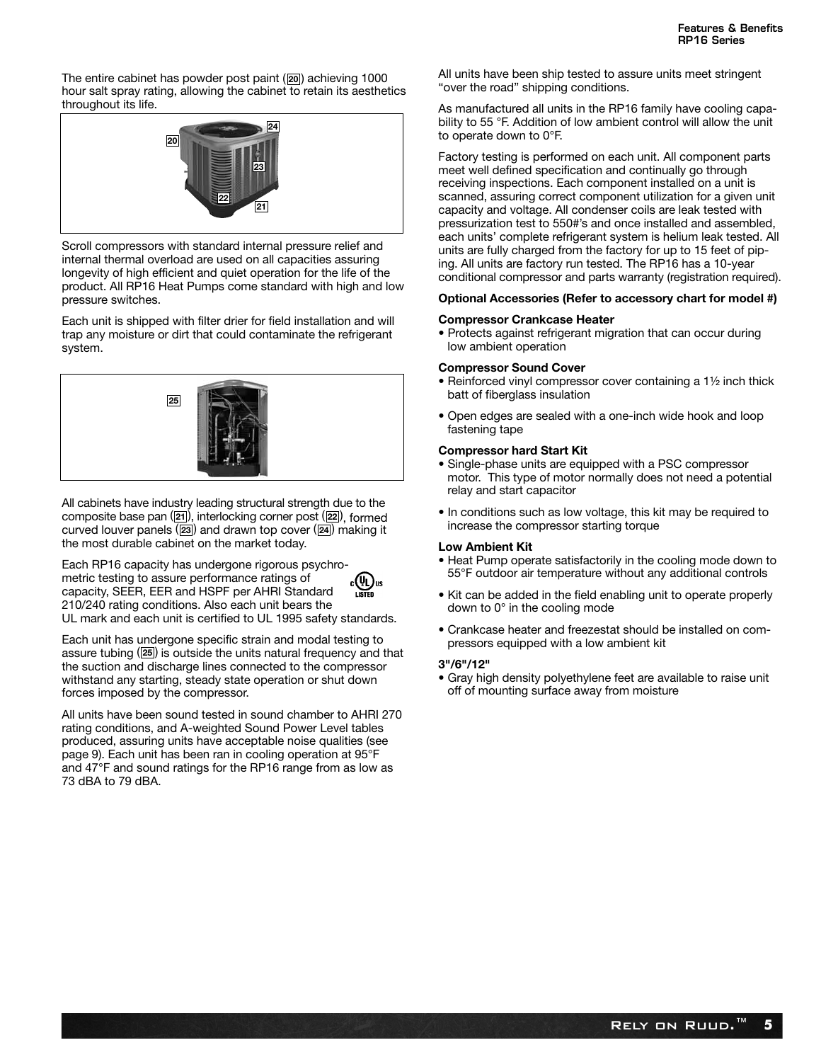The entire cabinet has powder post paint (20) achieving 1000 hour salt spray rating, allowing the cabinet to retain its aesthetics throughout its life.

Scroll compressors with standard internal pressure relief and internal thermal overload are used on all capacities assuring longevity of high efficient and quiet operation for the life of the product. All RP16 Heat Pumps come standard with high and low pressure switches.

Each unit is shipped with filter drier for field installation and will trap any moisture or dirt that could contaminate the refrigerant system.

All cabinets have industry leading structural strength due to the composite base pan (21), interlocking corner post (22), formed curved louver panels (23) and drawn top cover (24) making it the most durable cabinet on the market today.

Each RP16 capacity has undergone rigorous psychrometric testing to assure performance ratings of capacity, SEER, EER and HSPF per AHRI Standard 210/240 rating conditions. Also each unit bears the UL mark and each unit is certified to UL 1995 safety standards.

Each unit has undergone specific strain and modal testing to assure tubing (25) is outside the units natural frequency and that the suction and discharge lines connected to the compressor withstand any starting, steady state operation or shut down forces imposed by the compressor.

All units have been sound tested in sound chamber to AHRI 270 rating conditions, and A-weighted Sound Power Level tables produced, assuring units have acceptable noise qualities (see page 9). Each unit has been ran in cooling operation at 95°F and 47°F and sound ratings for the RP16 range from as low as 73 dBA to 79 dBA.

All units have been ship tested to assure units meet stringent "over the road" shipping conditions.

As manufactured all units in the RP16 family have cooling capability to 55 °F. Addition of low ambient control will allow the unit to operate down to 0°F.

Factory testing is performed on each unit. All component parts meet well defined specification and continually go through receiving inspections. Each component installed on a unit is scanned, assuring correct component utilization for a given unit capacity and voltage. All condenser coils are leak tested with pressurization test to 550#'s and once installed and assembled, each units' complete refrigerant system is helium leak tested. All units are fully charged from the factory for up to 15 feet of piping. All units are factory run tested. The RP16 has a 10-year conditional compressor and parts warranty (registration required).

**Optional Accessories (Refer to accessory chart for model #)**

**Compressor Crankcase Heater**

- Protects against refrigerant migration that can occur during low ambient operation

**Compressor Sound Cover**

- Reinforced vinyl compressor cover containing a 1½ inch thick batt of fiberglass insulation
- Open edges are sealed with a one-inch wide hook and loop fastening tape

**Compressor hard Start Kit**

- Single-phase units are equipped with a PSC compressor motor. This type of motor normally does not need a potential relay and start capacitor
- In conditions such as low voltage, this kit may be required to increase the compressor starting torque

**Low Ambient Kit**

- Heat Pump operate satisfactorily in the cooling mode down to 55°F outdoor air temperature without any additional controls
- Kit can be added in the field enabling unit to operate properly down to 0° in the cooling mode
- Crankcase heater and freezestat should be installed on compressors equipped with a low ambient kit

**3"/6"/12"**

- Gray high density polyethylene feet are available to raise unit off of mounting surface away from moisture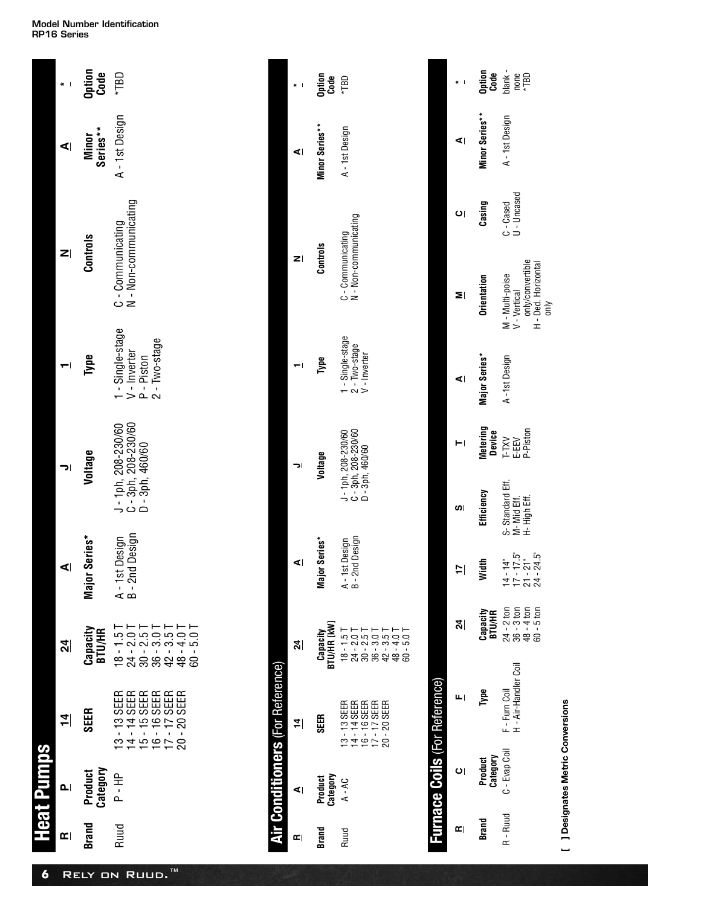## Model Number Identification
## RP16 Series

## Heat Pumps

| R | P | 14 | 24 | A | J | 1 | N | A | * |
|---|---|---|---|---|---|---|---|---|---|
| **Brand** | **Product Category** | **SEER** | **Capacity BTU/HR** | **Major Series*** | **Voltage** | **Type** | **Controls** | **Minor Series**** | **Option Code** |
| Ruud | P - HP | 13 - 13 SEER<br>14 - 14 SEER<br>15 - 15 SEER<br>16 - 16 SEER<br>17 - 17 SEER<br>20 - 20 SEER | 18 - 1.5 T<br>24 - 2.0 T<br>30 - 2.5 T<br>36 - 3.0 T<br>42 - 3.5 T<br>48 - 4.0 T<br>60 - 5.0 T | A - 1st Design<br>B - 2nd Design | J - 1ph, 208-230/60<br>C - 3ph, 208-230/60<br>D - 3ph, 460/60 | 1 - Single-stage<br>V - Inverter<br>P - Piston<br>2 - Two-stage | C - Communicating<br>N - Non-communicating | A - 1st Design | *TBD |

## Air Conditioners (For Reference)

| R | A | 14 | 24 | A | J | 1 | N | A | * |
|---|---|---|---|---|---|---|---|---|---|
| **Brand** | **Product Category** | **SEER** | **Capacity BTU/HR [KW]** | **Major Series*** | **Voltage** | **Type** | **Controls** | **Minor Series**** | **Option Code** |
| Ruud | A - AC | 13 - 13 SEER<br>14 - 14 SEER<br>16 - 16 SEER<br>17 - 17 SEER<br>20 - 20 SEER | 18 - 1.5 T<br>24 - 2.0 T<br>30 - 2.5 T<br>36 - 3.0 T<br>42 - 3.5 T<br>48 - 4.0 T<br>60 - 5.0 T | A - 1st Design<br>B - 2nd Design | J - 1ph, 208-230/60<br>C - 3ph, 208-230/60<br>D - 3ph, 460/60 | 1 - Single-stage<br>2 - Two-stage<br>V - Inverter | C - Communicating<br>N - Non-communicating | A - 1st Design | *TBD |

## Furnace Coils (For Reference)

| R | C | F | 24 | 17 | S | T | A | M | C | A | * |
|---|---|---|---|---|---|---|---|---|---|---|---|
| **Brand** | **Product Category** | **Type** | **Capacity BTU/HR** | **Width** | **Efficiency** | **Metering Device** | **Major Series*** | **Orientation** | **Casing** | **Minor Series**** | **Option Code** |
| R - Ruud | C - Evap Coil | F - Furn Coil<br>H - Air-Handler Coil | 24 - 2 ton<br>36 - 3 ton<br>48 - 4 ton<br>60 - 5 ton | 14 - 14"<br>17 - 17.5"<br>21 - 21"<br>24 - 24.5" | S- Standard Eff.<br>M- Mid Eff.<br>H- High Eff. | T-TXV<br>E-EEV<br>P-Piston | A -1st Design | M - Multi-poise<br>V - Vertical only/convertible<br>H - Ded. Horizontal only | C - Cased<br>U - Uncased | A - 1st Design | blank - none<br>*TBD |

**[ ] Designates Metric Conversions**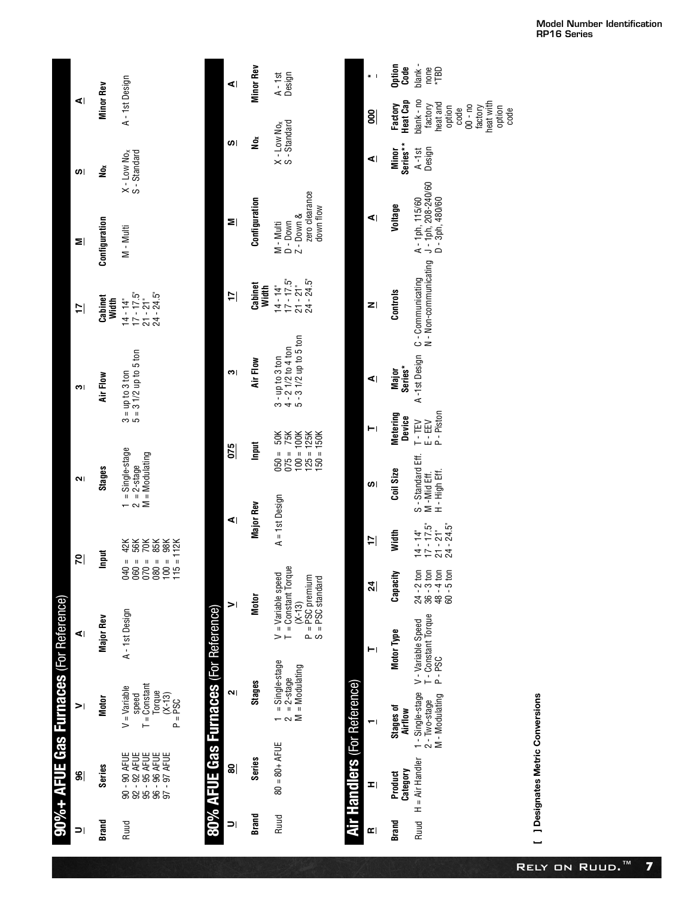## 90%+ AFUE Gas Furnaces (For Reference)

| U | 96 | V | A | 70 | 2 | 3 | 17 | M | S | A |
|---|---|---|---|---|---|---|---|---|---|---|
| **Brand** | **Series** | **Motor** | **Major Rev** | **Input** | **Stages** | **Air Flow** | **Cabinet Width** | **Configuration** | **$No_x$** | **Minor Rev** |
| Ruud | 90 - 90 AFUE<br>92 - 92 AFUE<br>95 - 95 AFUE<br>96 - 96 AFUE<br>97 - 97 AFUE | V = Variable speed<br>T = Constant Torque (X-13)<br>P = PSC | A - 1st Design | 040 = 42K<br>060 = 56K<br>070 = 70K<br>080 = 85K<br>100 = 98K<br>115 = 112K | 1 = Single-stage<br>2 = 2-stage<br>M = Modulating | 3 = up to 3 ton<br>5 = 3 1/2 up to 5 ton | 14 - 14"<br>17 - 17.5"<br>21 - 21"<br>24 - 24.5" | M - Multi | X - Low $No_x$<br>S - Standard | A - 1st Design |

## 80% AFUE Gas Furnaces (For Reference)

| U | 80 | 2 | V | A | 075 | 3 | 17 | M | S | A |
|---|---|---|---|---|---|---|---|---|---|---|
| **Brand** | **Series** | **Stages** | **Motor** | **Major Rev** | **Input** | **Air Flow** | **Cabinet Width** | **Configuration** | **$No_x$** | **Minor Rev** |
| Ruud | 80 = 80+ AFUE | 1 = Single-stage<br>2 = 2-stage<br>M = Modulating | V = Variable speed<br>T = Constant Torque (X-13)<br>P = PSC premium<br>S = PSC standard | A = 1st Design | 050 = 50K<br>075 = 75K<br>100 = 100K<br>125 = 125K<br>150 = 150K | 3 - up to 3 ton<br>4 - 2 1/2 to 4 ton<br>5 - 3 1/2 up to 5 ton | 14 - 14"<br>17 - 17.5"<br>21 - 21"<br>24 - 24.5" | M - Multi<br>D - Down<br>Z - Down & zero clearance down flow | X - Low $No_x$<br>S - Standard | A - 1st Design |

## Air Handlers (For Reference)

| R | H | 1 | T | 24 | 17 | S | T | A | N | A | A | 000 | * |
|---|---|---|---|---|---|---|---|---|---|---|---|---|---|
| **Brand** | **Product Category** | **Stages of Airflow** | **Motor Type** | **Capacity** | **Width** | **Coil Size** | **Metering Device** | **Major Series*** | **Controls** | **Voltage** | **Minor Series**** | **Factory Heat Cap** | **Option Code** |
| Ruud | H = Air Handler | 1 - Single-stage<br>2 - Two-stage<br>M - Modulating | V - Variable Speed<br>T - Constant Torque<br>P - PSC | 24 - 2 ton<br>36 - 3 ton<br>48 - 4 ton<br>60 - 5 ton | 14 - 14"<br>17 - 17.5"<br>21 - 21"<br>24 - 24.5" | S - Standard Eff.<br>M - Mid Eff.<br>H - High Eff. | T - TEV<br>E - EEV<br>P - Piston | A - 1st Design | C - Communicating<br>N - Non-communicating | A - 1ph, 115/60<br>J - 1ph, 208-240/60<br>D - 3ph, 480/60 | A - 1st Design | blank - no factory heat and option code<br>00 - no factory heat with option code | blank - none<br>*TBD |

**[ ] Designates Metric Conversions**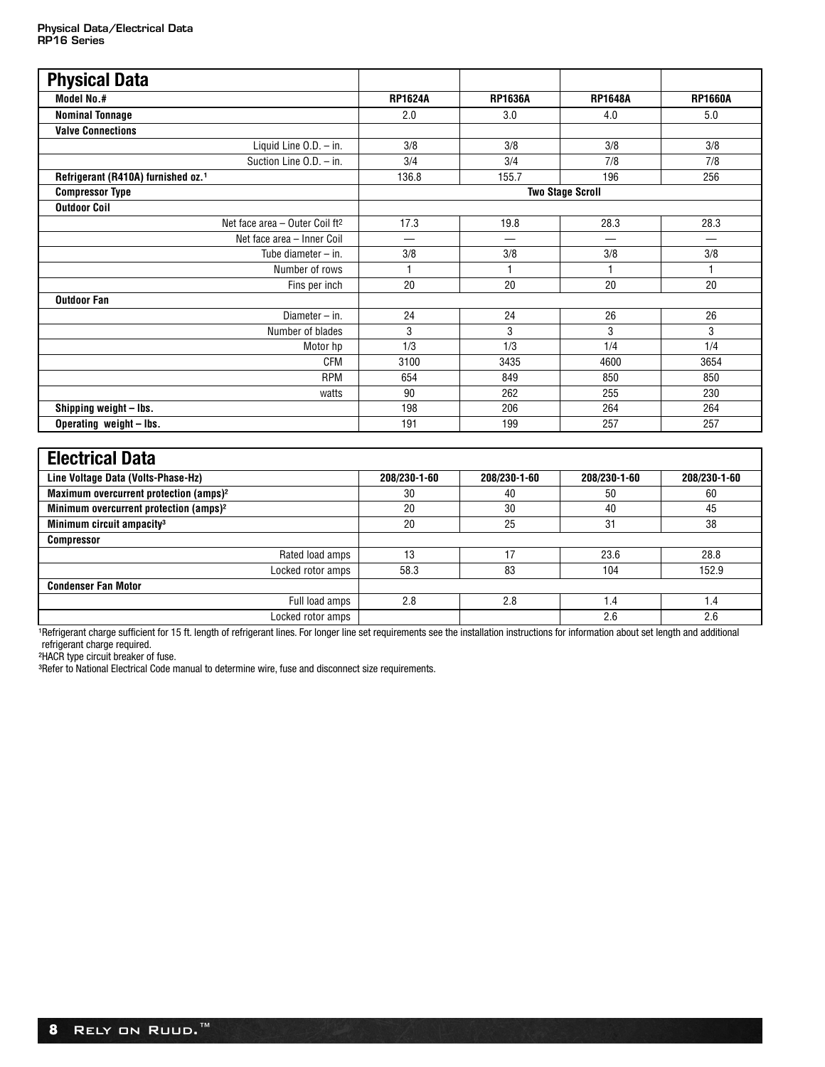## Physical Data

| Model No.# | RP1624A | RP1636A | RP1648A | RP1660A |
|---|---|---|---|---|
| **Nominal Tonnage** | 2.0 | 3.0 | 4.0 | 5.0 |
| **Valve Connections** | | | | |
| Liquid Line O.D. – in. | 3/8 | 3/8 | 3/8 | 3/8 |
| Suction Line O.D. – in. | 3/4 | 3/4 | 7/8 | 7/8 |
| **Refrigerant (R410A) furnished oz.**[1] | 136.8 | 155.7 | 196 | 256 |
| **Compressor Type** | Two Stage Scroll | | | |
| **Outdoor Coil** | | | | |
| Net face area – Outer Coil $ft^2$ | 17.3 | 19.8 | 28.3 | 28.3 |
| Net face area – Inner Coil | — | — | — | — |
| Tube diameter – in. | 3/8 | 3/8 | 3/8 | 3/8 |
| Number of rows | 1 | 1 | 1 | 1 |
| Fins per inch | 20 | 20 | 20 | 20 |
| **Outdoor Fan** | | | | |
| Diameter – in. | 24 | 24 | 26 | 26 |
| Number of blades | 3 | 3 | 3 | 3 |
| Motor hp | 1/3 | 1/3 | 1/4 | 1/4 |
| CFM | 3100 | 3435 | 4600 | 3654 |
| RPM | 654 | 849 | 850 | 850 |
| watts | 90 | 262 | 255 | 230 |
| **Shipping weight – lbs.** | 198 | 206 | 264 | 264 |
| **Operating weight – lbs.** | 191 | 199 | 257 | 257 |

## Electrical Data

| Line Voltage Data (Volts-Phase-Hz) | 208/230-1-60 | 208/230-1-60 | 208/230-1-60 | 208/230-1-60 |
|---|---|---|---|---|
| **Maximum overcurrent protection (amps)**[2] | 30 | 40 | 50 | 60 |
| **Minimum overcurrent protection (amps)**[2] | 20 | 30 | 40 | 45 |
| **Minimum circuit ampacity**[3] | 20 | 25 | 31 | 38 |
| **Compressor** | | | | |
| Rated load amps | 13 | 17 | 23.6 | 28.8 |
| Locked rotor amps | 58.3 | 83 | 104 | 152.9 |
| **Condenser Fan Motor** | | | | |
| Full load amps | 2.8 | 2.8 | 1.4 | 1.4 |
| Locked rotor amps | | | 2.6 | 2.6 |

[1]Refrigerant charge sufficient for 15 ft. length of refrigerant lines. For longer line set requirements see the installation instructions for information about set length and additional refrigerant charge required.

[2]HACR type circuit breaker of fuse.

[3]Refer to National Electrical Code manual to determine wire, fuse and disconnect size requirements.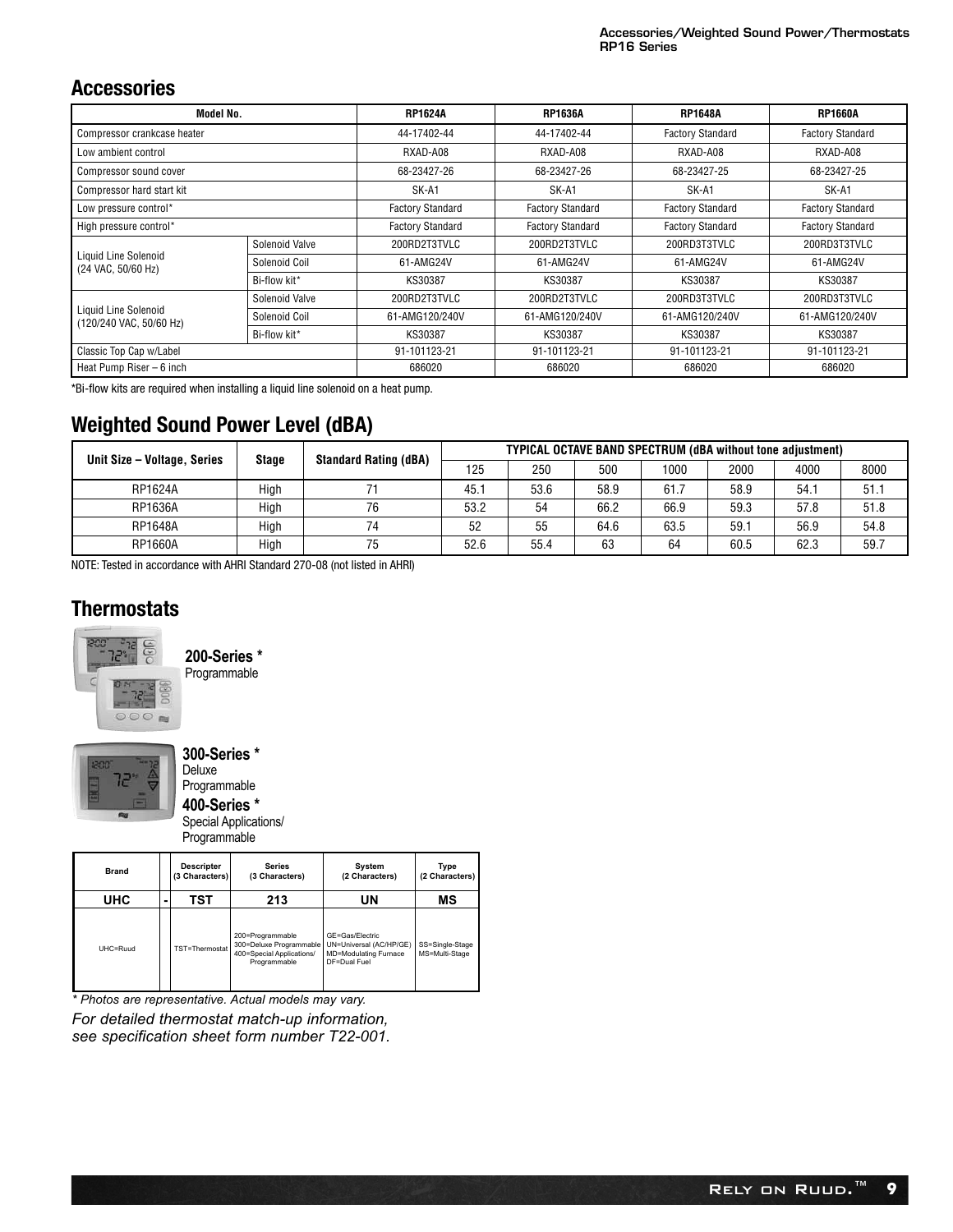## Accessories

| Model No. | | RP1624A | RP1636A | RP1648A | RP1660A |
|---|---|---|---|---|---|
| Compressor crankcase heater | | 44-17402-44 | 44-17402-44 | Factory Standard | Factory Standard |
| Low ambient control | | RXAD-A08 | RXAD-A08 | RXAD-A08 | RXAD-A08 |
| Compressor sound cover | | 68-23427-26 | 68-23427-26 | 68-23427-25 | 68-23427-25 |
| Compressor hard start kit | | SK-A1 | SK-A1 | SK-A1 | SK-A1 |
| Low pressure control* | | Factory Standard | Factory Standard | Factory Standard | Factory Standard |
| High pressure control* | | Factory Standard | Factory Standard | Factory Standard | Factory Standard |
| Liquid Line Solenoid (24 VAC, 50/60 Hz) | Solenoid Valve | 200RD2T3TVLC | 200RD2T3TVLC | 200RD3T3TVLC | 200RD3T3TVLC |
| | Solenoid Coil | 61-AMG24V | 61-AMG24V | 61-AMG24V | 61-AMG24V |
| | Bi-flow kit* | KS30387 | KS30387 | KS30387 | KS30387 |
| Liquid Line Solenoid (120/240 VAC, 50/60 Hz) | Solenoid Valve | 200RD2T3TVLC | 200RD2T3TVLC | 200RD3T3TVLC | 200RD3T3TVLC |
| | Solenoid Coil | 61-AMG120/240V | 61-AMG120/240V | 61-AMG120/240V | 61-AMG120/240V |
| | Bi-flow kit* | KS30387 | KS30387 | KS30387 | KS30387 |
| Classic Top Cap w/Label | | 91-101123-21 | 91-101123-21 | 91-101123-21 | 91-101123-21 |
| Heat Pump Riser – 6 inch | | 686020 | 686020 | 686020 | 686020 |

*Bi-flow kits are required when installing a liquid line solenoid on a heat pump.

## Weighted Sound Power Level (dBA)

| Unit Size – Voltage, Series | Stage | Standard Rating (dBA) | TYPICAL OCTAVE BAND SPECTRUM (dBA without tone adjustment) | | | | | | |
|---|---|---|---|---|---|---|---|---|---|
| | | | 125 | 250 | 500 | 1000 | 2000 | 4000 | 8000 |
| RP1624A | High | 71 | 45.1 | 53.6 | 58.9 | 61.7 | 58.9 | 54.1 | 51.1 |
| RP1636A | High | 76 | 53.2 | 54 | 66.2 | 66.9 | 59.3 | 57.8 | 51.8 |
| RP1648A | High | 74 | 52 | 55 | 64.6 | 63.5 | 59.1 | 56.9 | 54.8 |
| RP1660A | High | 75 | 52.6 | 55.4 | 63 | 64 | 60.5 | 62.3 | 59.7 |

NOTE: Tested in accordance with AHRI Standard 270-08 (not listed in AHRI)

## Thermostats

**200-Series ***
Programmable

**300-Series ***
Deluxe Programmable

**400-Series ***
Special Applications/ Programmable

| Brand | | Descripter (3 Characters) | Series (3 Characters) | System (2 Characters) | Type (2 Characters) |
|---|---|---|---|---|---|
| **UHC** | - | **TST** | **213** | **UN** | **MS** |
| UHC=Ruud | | TST=Thermostat | 200=Programmable<br>300=Deluxe Programmable<br>400=Special Applications/ Programmable | GE=Gas/Electric<br>UN=Universal (AC/HP/GE)<br>MD=Modulating Furnace<br>DF=Dual Fuel | SS=Single-Stage<br>MS=Multi-Stage |

*\* Photos are representative. Actual models may vary.*

*For detailed thermostat match-up information, see specification sheet form number T22-001.*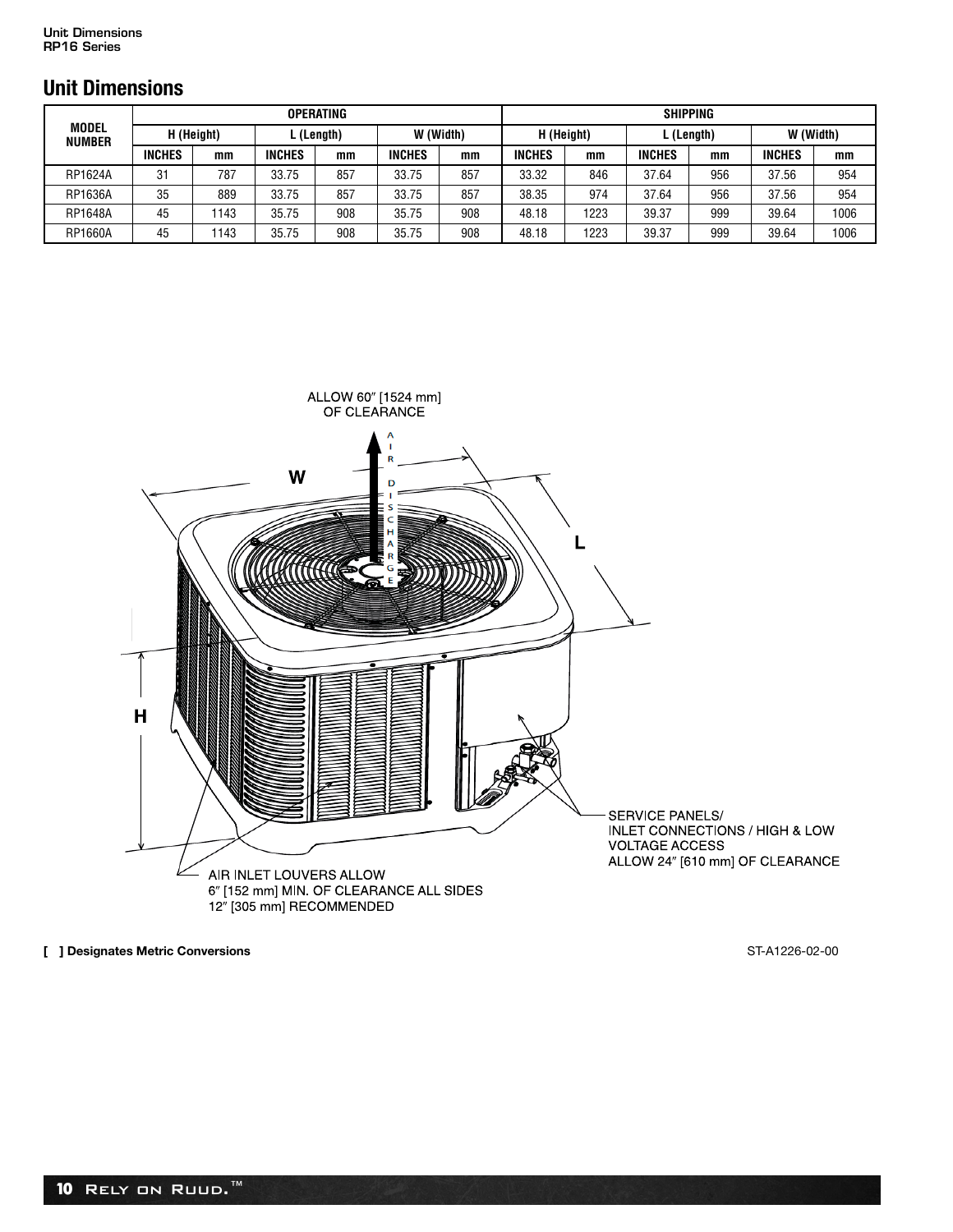## Unit Dimensions

| MODEL NUMBER | OPERATING | | | | | | SHIPPING | | | | | |
|---|---|---|---|---|---|---|---|---|---|---|---|---|
| | H (Height) | | L (Length) | | W (Width) | | H (Height) | | L (Length) | | W (Width) | |
| | INCHES | mm | INCHES | mm | INCHES | mm | INCHES | mm | INCHES | mm | INCHES | mm |
| RP1624A | 31 | 787 | 33.75 | 857 | 33.75 | 857 | 33.32 | 846 | 37.64 | 956 | 37.56 | 954 |
| RP1636A | 35 | 889 | 33.75 | 857 | 33.75 | 857 | 38.35 | 974 | 37.64 | 956 | 37.56 | 954 |
| RP1648A | 45 | 1143 | 35.75 | 908 | 35.75 | 908 | 48.18 | 1223 | 39.37 | 999 | 39.64 | 1006 |
| RP1660A | 45 | 1143 | 35.75 | 908 | 35.75 | 908 | 48.18 | 1223 | 39.37 | 999 | 39.64 | 1006 |

ALLOW 60″ [1524 mm] OF CLEARANCE

AIR DISCHARGE

W

L

H

SERVICE PANELS/
INLET CONNECTIONS / HIGH & LOW VOLTAGE ACCESS
ALLOW 24″ [610 mm] OF CLEARANCE

AIR INLET LOUVERS ALLOW
6″ [152 mm] MIN. OF CLEARANCE ALL SIDES
12″ [305 mm] RECOMMENDED

**[ ] Designates Metric Conversions**

ST-A1226-02-00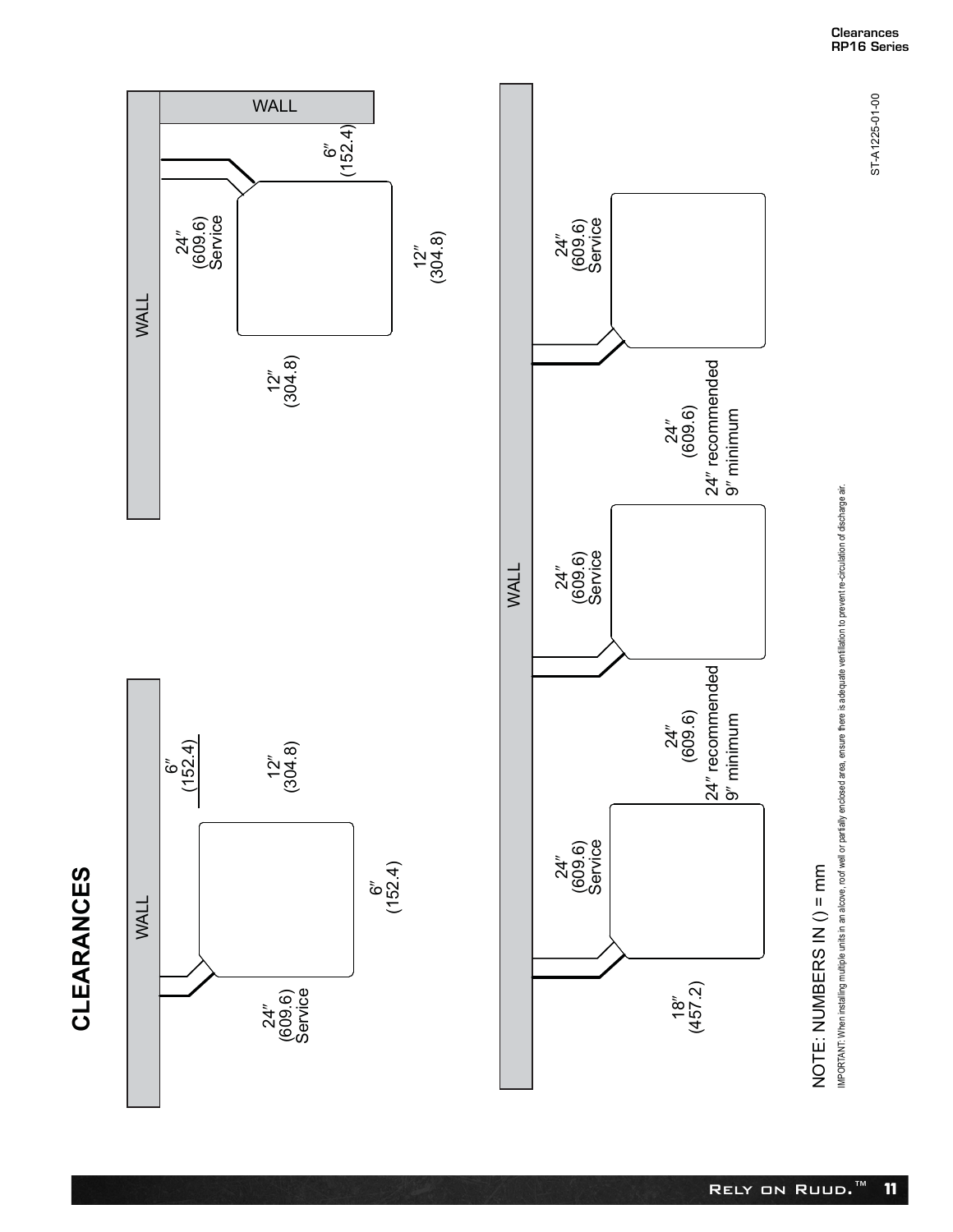# CLEARANCES

WALL

24″ (609.6) Service

6″ (152.4)

12″ (304.8)

6″ (152.4)

WALL

WALL

24″ (609.6) Service

6″ (152.4)

12″ (304.8)

12″ (304.8)

WALL

18″ (457.2)

24″ (609.6) Service

24″ (609.6)
24″ recommended
9″ minimum

24″ (609.6) Service

24″ (609.6)
24″ recommended
9″ minimum

24″ (609.6) Service

NOTE: NUMBERS IN () = mm

IMPORTANT: When installing multiple units in an alcove, roof well or partially enclosed area, ensure there is adequate ventilation to prevent re-circulation of discharge air.

ST-A1225-01-00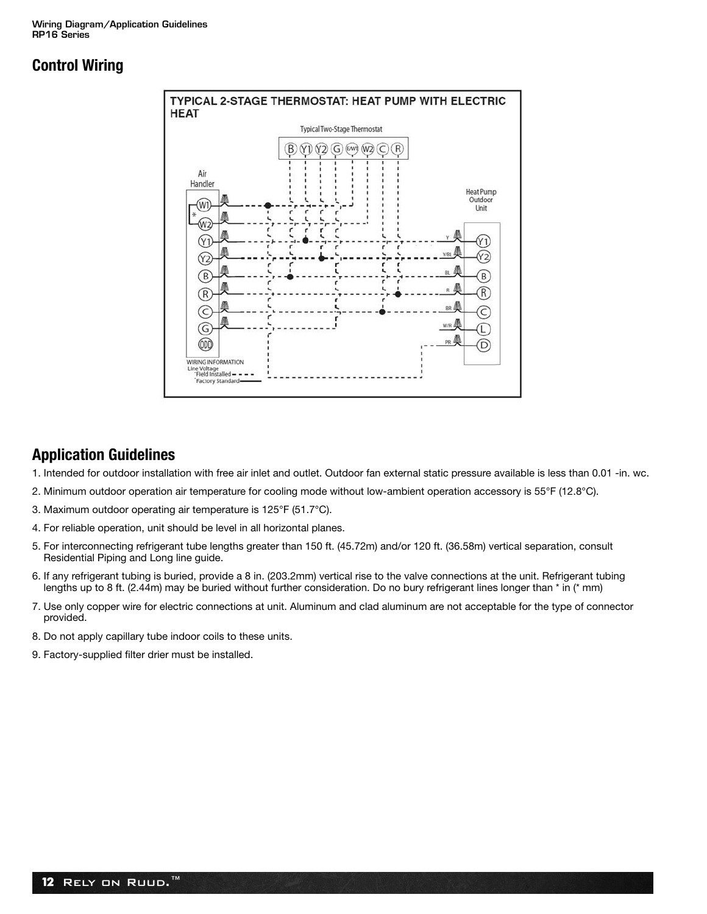## Control Wiring

TYPICAL 2-STAGE THERMOSTAT: HEAT PUMP WITH ELECTRIC HEAT

Typical Two-Stage Thermostat

B Y1 Y2 G E/W1 W2 C R

Air Handler

W1 W2 Y1 Y2 B R C G ODD

Heat Pump Outdoor Unit

Y Y1, Y/BL Y2, BL B, R R, BR C, W/R L, PR D

WIRING INFORMATION
Line Voltage
Field Installed - - - -
Factory Standard ———

## Application Guidelines

1. Intended for outdoor installation with free air inlet and outlet. Outdoor fan external static pressure available is less than 0.01 -in. wc.
2. Minimum outdoor operation air temperature for cooling mode without low-ambient operation accessory is 55°F (12.8°C).
3. Maximum outdoor operating air temperature is 125°F (51.7°C).
4. For reliable operation, unit should be level in all horizontal planes.
5. For interconnecting refrigerant tube lengths greater than 150 ft. (45.72m) and/or 120 ft. (36.58m) vertical separation, consult Residential Piping and Long line guide.
6. If any refrigerant tubing is buried, provide a 8 in. (203.2mm) vertical rise to the valve connections at the unit. Refrigerant tubing lengths up to 8 ft. (2.44m) may be buried without further consideration. Do no bury refrigerant lines longer than * in (* mm)
7. Use only copper wire for electric connections at unit. Aluminum and clad aluminum are not acceptable for the type of connector provided.
8. Do not apply capillary tube indoor coils to these units.
9. Factory-supplied filter drier must be installed.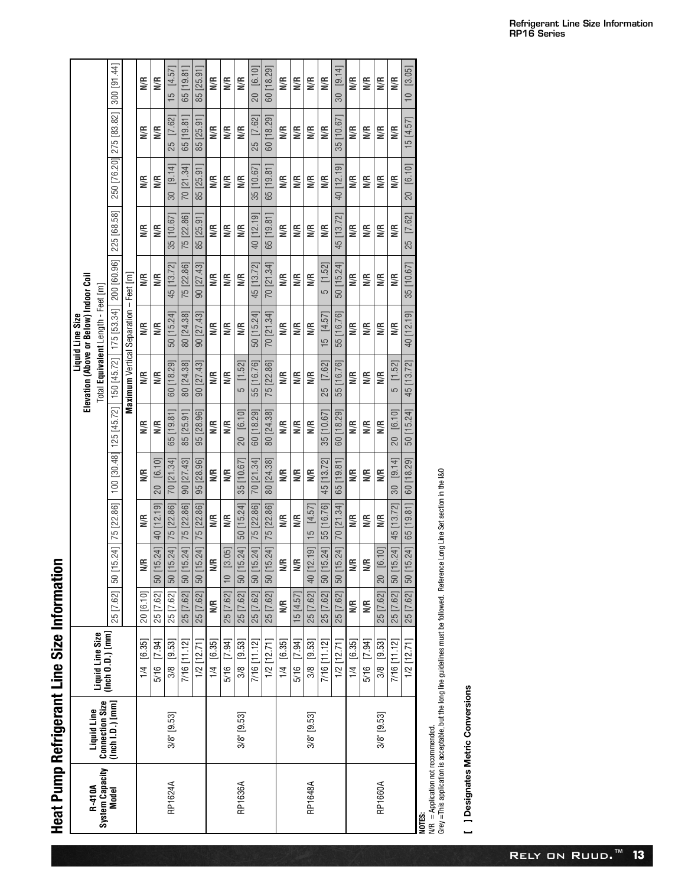# Heat Pump Refrigerant Line Size Information

| R-410A System Capacity Model | Liquid Line Connection Size (Inch I.D.) [mm] | Liquid Line Size (Inch O.D.) [mm] | Liquid Line Size Elevation (Above or Below) Indoor Coil Total **Equivalent** Length - Feet [m] | | | | | | | | | | | |
|---|---|---|---|---|---|---|---|---|---|---|---|---|---|---|
| | | | 25 [7.62] | 50 [15.24] | 75 [22.86] | 100 [30.48] | 125 [45.72] | 150 [45.72] | 175 [53.34] | 200 [60.96] | 225 [68.58] | 250 [76.20] | 275 [83.82] | 300 [91.44] |
| | | | **Maximum** Vertical Separation – Feet [m] | | | | | | | | | | | |
| RP1624A | 3/8" [9.53] | 1/4 [6.35] | 20 [6.10] | N/R | N/R | N/R | N/R | N/R | N/R | N/R | N/R | N/R | N/R | N/R |
| | | 5/16 [7.94] | 25 [7.62] | 50 [15.24] | 40 [12.19] | 20 [6.10] | N/R | N/R | N/R | N/R | N/R | N/R | N/R | N/R |
| | | 3/8 [9.53] | 25 [7.62] | 50 [15.24] | 75 [22.86] | 70 [21.34] | 65 [19.81] | 60 [18.29] | 50 [15.24] | 45 [13.72] | 35 [10.67] | 30 [9.14] | 25 [7.62] | 15 [4.57] |
| | | 7/16 [11.12] | 25 [7.62] | 50 [15.24] | 75 [22.86] | 90 [27.43] | 85 [25.91] | 80 [24.38] | 80 [24.38] | 75 [22.86] | 75 [22.86] | 70 [21.34] | 65 [19.81] | 65 [19.81] |
| | | 1/2 [12.71] | 25 [7.62] | 50 [15.24] | 75 [22.86] | 95 [28.96] | 95 [28.96] | 90 [27.43] | 90 [27.43] | 90 [27.43] | 85 [25.91] | 85 [25.91] | 85 [25.91] | 85 [25.91] |
| RP1636A | 3/8" [9.53] | 1/4 [6.35] | N/R | N/R | N/R | N/R | N/R | N/R | N/R | N/R | N/R | N/R | N/R | N/R |
| | | 5/16 [7.94] | 25 [7.62] | 10 [3.05] | N/R | N/R | N/R | N/R | N/R | N/R | N/R | N/R | N/R | N/R |
| | | 3/8 [9.53] | 25 [7.62] | 50 [15.24] | 50 [15.24] | 35 [10.67] | 20 [6.10] | 5 [1.52] | N/R | N/R | N/R | N/R | N/R | N/R |
| | | 7/16 [11.12] | 25 [7.62] | 50 [15.24] | 75 [22.86] | 70 [21.34] | 60 [18.29] | 55 [16.76] | 50 [15.24] | 45 [13.72] | 40 [12.19] | 35 [10.67] | 25 [7.62] | 20 [6.10] |
| | | 1/2 [12.71] | 25 [7.62] | 50 [15.24] | 75 [22.86] | 80 [24.38] | 80 [24.38] | 75 [22.86] | 70 [21.34] | 70 [21.34] | 65 [19.81] | 65 [19.81] | 60 [18.29] | 60 [18.29] |
| RP1648A | 3/8" [9.53] | 1/4 [6.35] | N/R | N/R | N/R | N/R | N/R | N/R | N/R | N/R | N/R | N/R | N/R | N/R |
| | | 5/16 [7.94] | 15 [4.57] | N/R | N/R | N/R | N/R | N/R | N/R | N/R | N/R | N/R | N/R | N/R |
| | | 3/8 [9.53] | 25 [7.62] | 40 [12.19] | 15 [4.57] | N/R | N/R | N/R | N/R | N/R | N/R | N/R | N/R | N/R |
| | | 7/16 [11.12] | 25 [7.62] | 50 [15.24] | 55 [16.76] | 45 [13.72] | 35 [10.67] | 25 [7.62] | 15 [4.57] | 5 [1.52] | N/R | N/R | N/R | N/R |
| | | 1/2 [12.71] | 25 [7.62] | 50 [15.24] | 70 [21.34] | 65 [19.81] | 60 [18.29] | 55 [16.76] | 55 [16.76] | 50 [15.24] | 45 [13.72] | 40 [12.19] | 35 [10.67] | 30 [9.14] |
| RP1660A | 3/8" [9.53] | 1/4 [6.35] | N/R | N/R | N/R | N/R | N/R | N/R | N/R | N/R | N/R | N/R | N/R | N/R |
| | | 5/16 [7.94] | N/R | N/R | N/R | N/R | N/R | N/R | N/R | N/R | N/R | N/R | N/R | N/R |
| | | 3/8 [9.53] | 25 [7.62] | 20 [6.10] | N/R | N/R | N/R | N/R | N/R | N/R | N/R | N/R | N/R | N/R |
| | | 7/16 [11.12] | 25 [7.62] | 50 [15.24] | 45 [13.72] | 30 [9.14] | 20 [6.10] | 5 [1.52] | N/R | N/R | N/R | N/R | N/R | N/R |
| | | 1/2 [12.71] | 25 [7.62] | 50 [15.24] | 65 [19.81] | 60 [18.29] | 50 [15.24] | 45 [13.72] | 40 [12.19] | 35 [10.67] | 25 [7.62] | 20 [6.10] | 15 [4.57] | 10 [3.05] |

**NOTES:**
N/R = Application not recommended.
Grey = This application is acceptable, but the long line guidelines must be followed. Reference Long Line Set section in the I&O

**[ ] Designates Metric Conversions**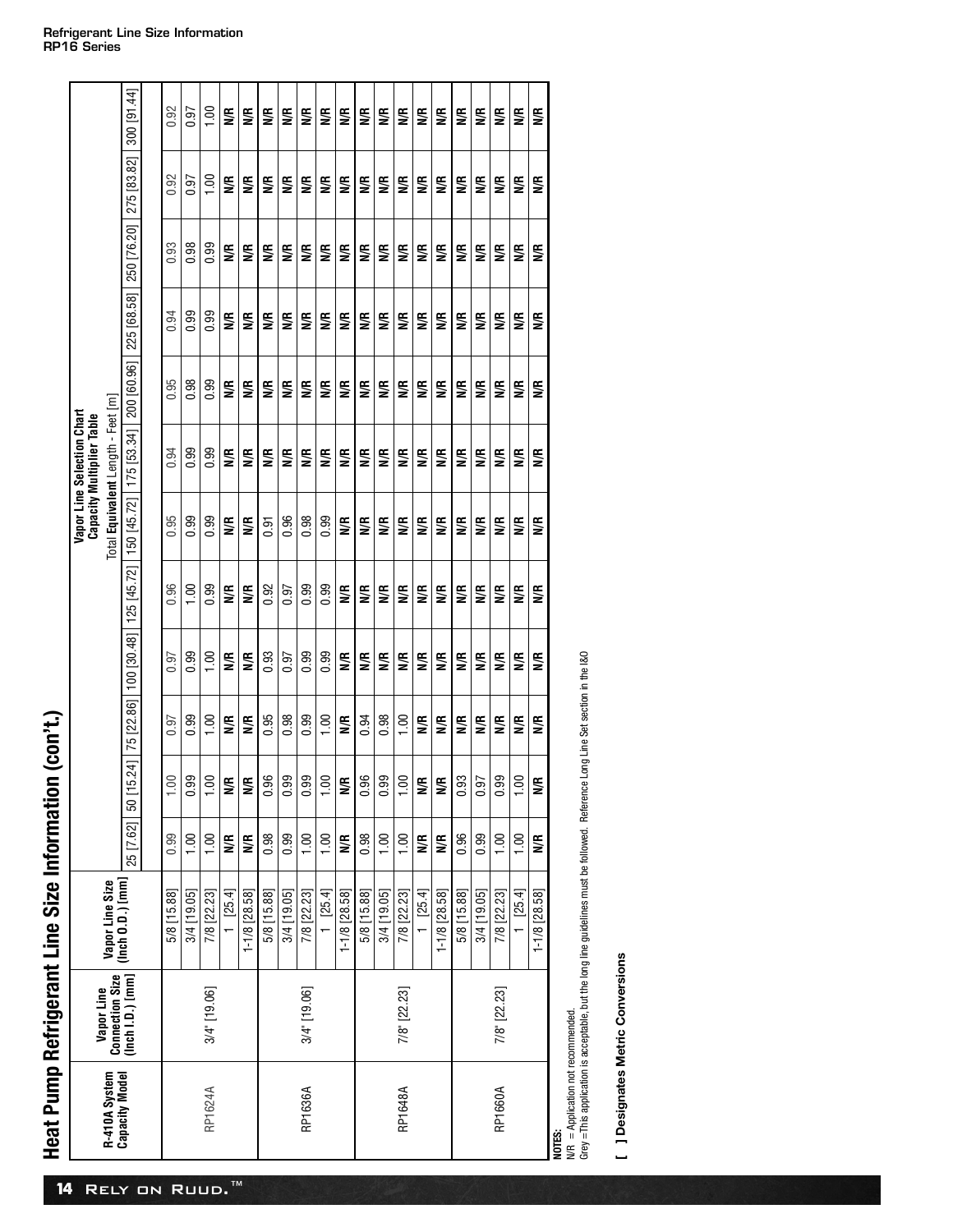# Heat Pump Refrigerant Line Size Information (con't.)

| R-410A System Capacity Model | Vapor Line Connection Size (Inch I.D.) [mm] | Vapor Line Size (Inch O.D.) [mm] | Vapor Line Selection Chart Capacity Multiplier Table Total Equivalent Length - Feet [m] | | | | | | | | | | | |
|---|---|---|---|---|---|---|---|---|---|---|---|---|---|---|
| | | | 25 [7.62] | 50 [15.24] | 75 [22.86] | 100 [30.48] | 125 [45.72] | 150 [45.72] | 175 [53.34] | 200 [60.96] | 225 [68.58] | 250 [76.20] | 275 [83.82] | 300 [91.44] |
| RP1624A | 3/4" [19.06] | 5/8 [15.88] | 0.99 | 1.00 | 0.97 | 0.97 | 0.96 | 0.95 | 0.94 | 0.95 | 0.94 | 0.93 | 0.92 | 0.92 |
| | | 3/4 [19.05] | 1.00 | 0.99 | 0.99 | 0.99 | 1.00 | 0.99 | 0.99 | 0.98 | 0.99 | 0.98 | 0.97 | 0.97 |
| | | 7/8 [22.23] | 1.00 | 1.00 | 1.00 | 1.00 | 0.99 | 0.99 | 0.99 | 0.99 | 0.99 | 0.99 | 1.00 | 1.00 |
| | | 1 [25.4] | N/R | N/R | N/R | N/R | N/R | N/R | N/R | N/R | N/R | N/R | N/R | N/R |
| | | 1-1/8 [28.58] | N/R | N/R | N/R | N/R | N/R | N/R | N/R | N/R | N/R | N/R | N/R | N/R |
| RP1636A | 3/4" [19.06] | 5/8 [15.88] | 0.98 | 0.96 | 0.95 | 0.93 | 0.92 | 0.91 | N/R | N/R | N/R | N/R | N/R | N/R |
| | | 3/4 [19.05] | 0.99 | 0.99 | 0.98 | 0.97 | 0.97 | 0.96 | N/R | N/R | N/R | N/R | N/R | N/R |
| | | 7/8 [22.23] | 1.00 | 0.99 | 0.99 | 0.99 | 0.99 | 0.98 | N/R | N/R | N/R | N/R | N/R | N/R |
| | | 1 [25.4] | 1.00 | 1.00 | 1.00 | 0.99 | 0.99 | 0.99 | N/R | N/R | N/R | N/R | N/R | N/R |
| | | 1-1/8 [28.58] | N/R | N/R | N/R | N/R | N/R | N/R | N/R | N/R | N/R | N/R | N/R | N/R |
| RP1648A | 7/8" [22.23] | 5/8 [15.88] | 0.98 | 0.96 | 0.94 | N/R | N/R | N/R | N/R | N/R | N/R | N/R | N/R | N/R |
| | | 3/4 [19.05] | 1.00 | 0.99 | 0.98 | N/R | N/R | N/R | N/R | N/R | N/R | N/R | N/R | N/R |
| | | 7/8 [22.23] | 1.00 | 1.00 | 1.00 | N/R | N/R | N/R | N/R | N/R | N/R | N/R | N/R | N/R |
| | | 1 [25.4] | N/R | N/R | N/R | N/R | N/R | N/R | N/R | N/R | N/R | N/R | N/R | N/R |
| | | 1-1/8 [28.58] | N/R | N/R | N/R | N/R | N/R | N/R | N/R | N/R | N/R | N/R | N/R | N/R |
| RP1660A | 7/8" [22.23] | 5/8 [15.88] | 0.96 | 0.93 | N/R | N/R | N/R | N/R | N/R | N/R | N/R | N/R | N/R | N/R |
| | | 3/4 [19.05] | 0.99 | 0.97 | N/R | N/R | N/R | N/R | N/R | N/R | N/R | N/R | N/R | N/R |
| | | 7/8 [22.23] | 1.00 | 0.99 | N/R | N/R | N/R | N/R | N/R | N/R | N/R | N/R | N/R | N/R |
| | | 1 [25.4] | 1.00 | 1.00 | N/R | N/R | N/R | N/R | N/R | N/R | N/R | N/R | N/R | N/R |
| | | 1-1/8 [28.58] | N/R | N/R | N/R | N/R | N/R | N/R | N/R | N/R | N/R | N/R | N/R | N/R |

**NOTES:**
N/R = Application not recommended.
Grey = This application is acceptable, but the long line guidelines must be followed. Reference Long Line Set section in the I&O

**[ ] Designates Metric Conversions**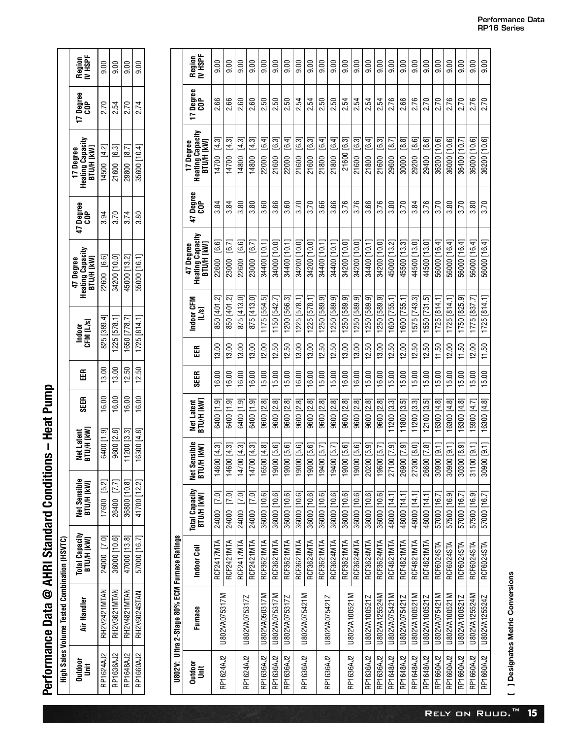# Performance Data @ AHRI Standard Conditions – Heat Pump

**High Sales Volume Tested Combination (HSVTC)**

| Outdoor Unit | Air Handler | Total Capacity BTU/H [kW] | Net Sensible BTU/H [kW] | Net Latent BTU/H [kW] | SEER | EER | Indoor CFM [L/s] | 47 Degree Heating Capacity BTU/H [kW] | 47 Degree COP | 17 Degree Heating Capacity BTU/H [kW] | 17 Degree COP | Region IV HSPF |
|---|---|---|---|---|---|---|---|---|---|---|---|---|
| RP1624AJ2 | RH2V2421MTAN | 24000 [7.0] | 17600 [5.2] | 6400 [1.9] | 16.00 | 13.00 | 825 [389.4] | 22600 [6.6] | 3.94 | 14500 [4.2] | 2.70 | 9.00 |
| RP1636AJ2 | RH2V3621MTAN | 36000 [10.6] | 26400 [7.7] | 9600 [2.8] | 16.00 | 13.00 | 1225 [578.1] | 34200 [10.0] | 3.70 | 21600 [6.3] | 2.54 | 9.00 |
| RP1648AJ2 | RH2V4821MTAN | 47000 [13.8] | 36800 [10.8] | 11200 [3.3] | 16.00 | 12.50 | 1650 [778.7] | 45000 [13.2] | 3.74 | 29800 [8.7] | 2.70 | 9.00 |
| RP1660AJ2 | RH2V6024STAN | 57000 [16.7] | 41700 [12.2] | 16300 [4.8] | 16.00 | 12.50 | 1725 [814.1] | 55000 [16.1] | 3.80 | 35600 [10.4] | 2.74 | 9.00 |

**U802V: Ultra 2-Stage 80% ECM Furnace Ratings**

| Outdoor Unit | Furnace | Indoor Coil | Total Capacity BTU/H [kW] | Net Sensible BTU/H [kW] | Net Latent BTU/H [kW] | SEER | EER | Indoor CFM [L/s] | 47 Degree Heating Capacity BTU/H [kW] | 47 Degree COP | 17 Degree Heating Capacity BTU/H [kW] | 17 Degree COP | Region IV HSPF |
|---|---|---|---|---|---|---|---|---|---|---|---|---|---|
| RP1624AJ2 | U802VA075317M | RCF2417MTA | 24000 [7.0] | 14600 [4.3] | 6400 [1.9] | 16.00 | 13.00 | 850 [401.2] | 22600 [6.6] | 3.84 | 14700 [4.3] | 2.66 | 9.00 |
| | | RCF2421MTA | 24000 [7.0] | 14600 [4.3] | 6400 [1.9] | 16.00 | 13.00 | 850 [401.2] | 23000 [6.7] | 3.84 | 14700 [4.3] | 2.66 | 9.00 |
| RP1624AJ2 | U802VA075317Z | RCF2417MTA | 24000 [7.0] | 14700 [4.3] | 6400 [1.9] | 16.00 | 13.00 | 875 [413.0] | 22600 [6.6] | 3.80 | 14800 [4.3] | 2.60 | 9.00 |
| | | RCF2421MTA | 24000 [7.0] | 14700 [4.3] | 6400 [1.9] | 16.00 | 13.00 | 875 [413.0] | 23000 [6.7] | 3.80 | 14800 [4.3] | 2.60 | 9.00 |
| RP1636AJ2 | U802VA050317M | RCF3621MTA | 36000 [10.6] | 16500 [4.8] | 9600 [2.8] | 15.00 | 12.00 | 1175 [554.5] | 34400 [10.1] | 3.60 | 22000 [6.4] | 2.50 | 9.00 |
| RP1636AJ2 | U802VA075317M | RCF3621MTA | 36000 [10.6] | 19000 [5.6] | 9600 [2.8] | 15.00 | 12.50 | 1150 [542.7] | 34000 [10.0] | 3.66 | 21600 [6.3] | 2.50 | 9.00 |
| RP1636AJ2 | U802VA075317Z | RCF3621MTA | 36000 [10.6] | 19000 [5.6] | 9600 [2.8] | 15.00 | 12.50 | 1200 [566.3] | 34400 [10.1] | 3.60 | 22000 [6.4] | 2.50 | 9.00 |
| RP1636AJ2 | U802VA075421M | RCF3621MTA | 36000 [10.6] | 19000 [5.6] | 9600 [2.8] | 16.00 | 13.00 | 1225 [578.1] | 34200 [10.0] | 3.70 | 21600 [6.3] | 2.54 | 9.00 |
| | | RCF3624MTA | 36000 [10.6] | 19000 [5.6] | 9600 [2.8] | 16.00 | 13.00 | 1225 [578.1] | 34200 [10.0] | 3.70 | 21600 [6.3] | 2.54 | 9.00 |
| RP1636AJ2 | U802VA075421Z | RCF3621MTA | 36000 [10.6] | 19400 [5.7] | 9600 [2.8] | 15.00 | 12.50 | 1250 [589.9] | 34400 [10.1] | 3.66 | 21800 [6.4] | 2.50 | 9.00 |
| | | RCF3624MTA | 36000 [10.6] | 19400 [5.7] | 9600 [2.8] | 15.00 | 12.50 | 1250 [589.9] | 34400 [10.1] | 3.66 | 21800 [6.4] | 2.50 | 9.00 |
| RP1636AJ2 | U802VA100521M | RCF3621MTA | 36000 [10.6] | 19000 [5.6] | 9600 [2.8] | 16.00 | 13.00 | 1250 [589.9] | 34200 [10.0] | 3.76 | 21600 [6.3] | 2.54 | 9.00 |
| | | RCF3624MTA | 36000 [10.6] | 19000 [5.6] | 9600 [2.8] | 16.00 | 13.00 | 1250 [589.9] | 34200 [10.0] | 3.76 | 21600 [6.3] | 2.54 | 9.00 |
| RP1636AJ2 | U802VA100521Z | RCF3624MTA | 36000 [10.6] | 20200 [5.9] | 9600 [2.8] | 15.00 | 12.50 | 1250 [589.9] | 34400 [10.1] | 3.66 | 21800 [6.4] | 2.54 | 9.00 |
| RP1636AJ2 | U802VA125524M | RCF3624MTA | 36000 [10.6] | 19600 [5.7] | 9600 [2.8] | 16.00 | 13.00 | 1250 [589.9] | 34200 [10.0] | 3.76 | 21600 [6.3] | 2.54 | 9.00 |
| RP1648AJ2 | U802VA075421M | RCF4821MTA | 48000 [14.1] | 27100 [7.9] | 11200 [3.3] | 15.00 | 12.50 | 1600 [755.1] | 45000 [13.2] | 3.80 | 29600 [8.7] | 2.76 | 9.00 |
| RP1648AJ2 | U802VA075421Z | RCF4821MTA | 48000 [14.1] | 26900 [7.9] | 11800 [3.5] | 15.00 | 12.00 | 1600 [755.1] | 45500 [13.3] | 3.70 | 30000 [8.8] | 2.66 | 9.00 |
| RP1648AJ2 | U802VA100521M | RCF4821MTA | 48000 [14.1] | 27300 [8.0] | 11200 [3.3] | 15.00 | 12.50 | 1575 [743.3] | 44500 [13.0] | 3.84 | 29200 [8.6] | 2.76 | 9.00 |
| RP1648AJ2 | U802VA100521Z | RCF4821MTA | 48000 [14.1] | 26600 [7.8] | 12100 [3.5] | 15.00 | 12.50 | 1550 [731.5] | 44500 [13.0] | 3.76 | 29400 [8.6] | 2.70 | 9.00 |
| RP1660AJ2 | U802VA075421M | RCF6024STA | 57000 [16.7] | 30900 [9.1] | 16300 [4.8] | 15.00 | 11.50 | 1725 [814.1] | 56000 [16.4] | 3.70 | 36200 [10.6] | 2.70 | 9.00 |
| RP1660AJ2 | U802VA100521M | RCF6024STA | 57500 [16.9] | 30900 [9.1] | 16300 [4.8] | 15.00 | 12.00 | 1725 [814.1] | 56000 [16.4] | 3.80 | 36000 [10.6] | 2.76 | 9.00 |
| RP1660AJ2 | U802VA100521Z | RCF6024STA | 57000 [16.7] | 30300 [8.9] | 16300 [4.8] | 15.00 | 11.50 | 1750 [825.9] | 56000 [16.4] | 3.70 | 36400 [10.7] | 2.70 | 9.00 |
| RP1660AJ2 | U802VA125524M | RCF6024STA | 57500 [16.9] | 31100 [9.1] | 15900 [4.7] | 15.00 | 12.00 | 1775 [837.7] | 56000 [16.4] | 3.80 | 36000 [10.6] | 2.76 | 9.00 |
| RP1660AJ2 | U802VA125524Z | RCF6024STA | 57000 [16.7] | 30900 [9.1] | 16300 [4.8] | 15.00 | 11.50 | 1725 [814.1] | 56000 [16.4] | 3.70 | 36200 [10.6] | 2.70 | 9.00 |

**[ ] Designates Metric Conversions**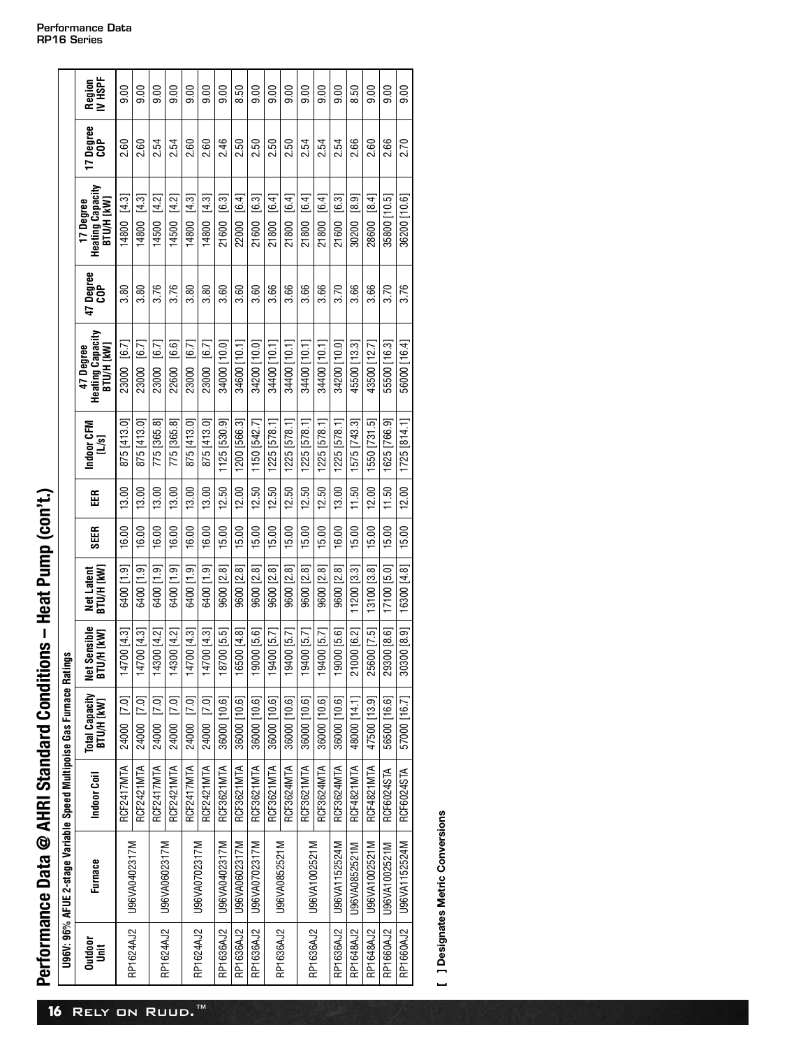# Performance Data @ AHRI Standard Conditions – Heat Pump (con't.)

U96V: 96% AFUE 2-stage Variable Speed Multipoise Gas Furnace Ratings

| Outdoor Unit | Furnace | Indoor Coil | Total Capacity BTU/H [kW] | Net Sensible BTU/H [kW] | Net Latent BTU/H [kW] | SEER | EER | Indoor CFM [L/s] | 47 Degree Heating Capacity BTU/H [kW] | 47 Degree COP | 17 Degree Heating Capacity BTU/H [kW] | 17 Degree COP | Region IV HSPF |
|---|---|---|---|---|---|---|---|---|---|---|---|---|---|
| RP1624AJ2 | U96VA0402317M | RCF2417MTA | 24000 [7.0] | 14700 [4.3] | 6400 [1.9] | 16.00 | 13.00 | 875 [413.0] | 23000 [6.7] | 3.80 | 14800 [4.3] | 2.60 | 9.00 |
| | | RCF2421MTA | 24000 [7.0] | 14700 [4.3] | 6400 [1.9] | 16.00 | 13.00 | 875 [413.0] | 23000 [6.7] | 3.80 | 14800 [4.3] | 2.60 | 9.00 |
| RP1624AJ2 | U96VA0602317M | RCF2417MTA | 24000 [7.0] | 14300 [4.2] | 6400 [1.9] | 16.00 | 13.00 | 775 [365.8] | 23000 [6.7] | 3.76 | 14500 [4.2] | 2.54 | 9.00 |
| | | RCF2421MTA | 24000 [7.0] | 14300 [4.2] | 6400 [1.9] | 16.00 | 13.00 | 775 [365.8] | 22600 [6.6] | 3.76 | 14500 [4.2] | 2.54 | 9.00 |
| RP1624AJ2 | U96VA0702317M | RCF2417MTA | 24000 [7.0] | 14700 [4.3] | 6400 [1.9] | 16.00 | 13.00 | 875 [413.0] | 23000 [6.7] | 3.80 | 14800 [4.3] | 2.60 | 9.00 |
| | | RCF2421MTA | 24000 [7.0] | 14700 [4.3] | 6400 [1.9] | 16.00 | 13.00 | 875 [413.0] | 23000 [6.7] | 3.80 | 14800 [4.3] | 2.60 | 9.00 |
| RP1636AJ2 | U96VA0402317M | RCF3621MTA | 36000 [10.6] | 18700 [5.5] | 9600 [2.8] | 15.00 | 12.50 | 1125 [530.9] | 34000 [10.0] | 3.60 | 21600 [6.3] | 2.46 | 9.00 |
| RP1636AJ2 | U96VA0602317M | RCF3621MTA | 36000 [10.6] | 16500 [4.8] | 9600 [2.8] | 15.00 | 12.00 | 1200 [566.3] | 34600 [10.1] | 3.60 | 22000 [6.4] | 2.50 | 8.50 |
| RP1636AJ2 | U96VA0702317M | RCF3621MTA | 36000 [10.6] | 19000 [5.6] | 9600 [2.8] | 15.00 | 12.50 | 1150 [542.7] | 34200 [10.0] | 3.60 | 21600 [6.3] | 2.50 | 9.00 |
| RP1636AJ2 | U96VA0852521M | RCF3621MTA | 36000 [10.6] | 19400 [5.7] | 9600 [2.8] | 15.00 | 12.50 | 1225 [578.1] | 34400 [10.1] | 3.66 | 21800 [6.4] | 2.50 | 9.00 |
| | | RCF3624MTA | 36000 [10.6] | 19400 [5.7] | 9600 [2.8] | 15.00 | 12.50 | 1225 [578.1] | 34400 [10.1] | 3.66 | 21800 [6.4] | 2.50 | 9.00 |
| RP1636AJ2 | U96VA1002521M | RCF3621MTA | 36000 [10.6] | 19400 [5.7] | 9600 [2.8] | 15.00 | 12.50 | 1225 [578.1] | 34400 [10.1] | 3.66 | 21800 [6.4] | 2.54 | 9.00 |
| | | RCF3624MTA | 36000 [10.6] | 19400 [5.7] | 9600 [2.8] | 15.00 | 12.50 | 1225 [578.1] | 34400 [10.1] | 3.66 | 21800 [6.4] | 2.54 | 9.00 |
| RP1636AJ2 | U96VA1152524M | RCF3624MTA | 36000 [10.6] | 19000 [5.6] | 9600 [2.8] | 16.00 | 13.00 | 1225 [578.1] | 34200 [10.0] | 3.70 | 21600 [6.3] | 2.54 | 9.00 |
| RP1648AJ2 | U96VA0852521M | RCF4821MTA | 48000 [14.1] | 21000 [6.2] | 11200 [3.3] | 15.00 | 11.50 | 1575 [743.3] | 45500 [13.3] | 3.66 | 30200 [8.9] | 2.66 | 8.50 |
| RP1648AJ2 | U96VA1002521M | RCF4821MTA | 47500 [13.9] | 25600 [7.5] | 13100 [3.8] | 15.00 | 12.00 | 1550 [731.5] | 43500 [12.7] | 3.66 | 28600 [8.4] | 2.60 | 9.00 |
| RP1660AJ2 | U96VA1002521M | RCF6024STA | 56500 [16.6] | 29300 [8.6] | 17100 [5.0] | 15.00 | 11.50 | 1625 [766.9] | 55500 [16.3] | 3.70 | 35800 [10.5] | 2.66 | 9.00 |
| RP1660AJ2 | U96VA1152524M | RCF6024STA | 57000 [16.7] | 30300 [8.9] | 16300 [4.8] | 15.00 | 12.00 | 1725 [814.1] | 56000 [16.4] | 3.76 | 36200 [10.6] | 2.70 | 9.00 |

**[ ] Designates Metric Conversions**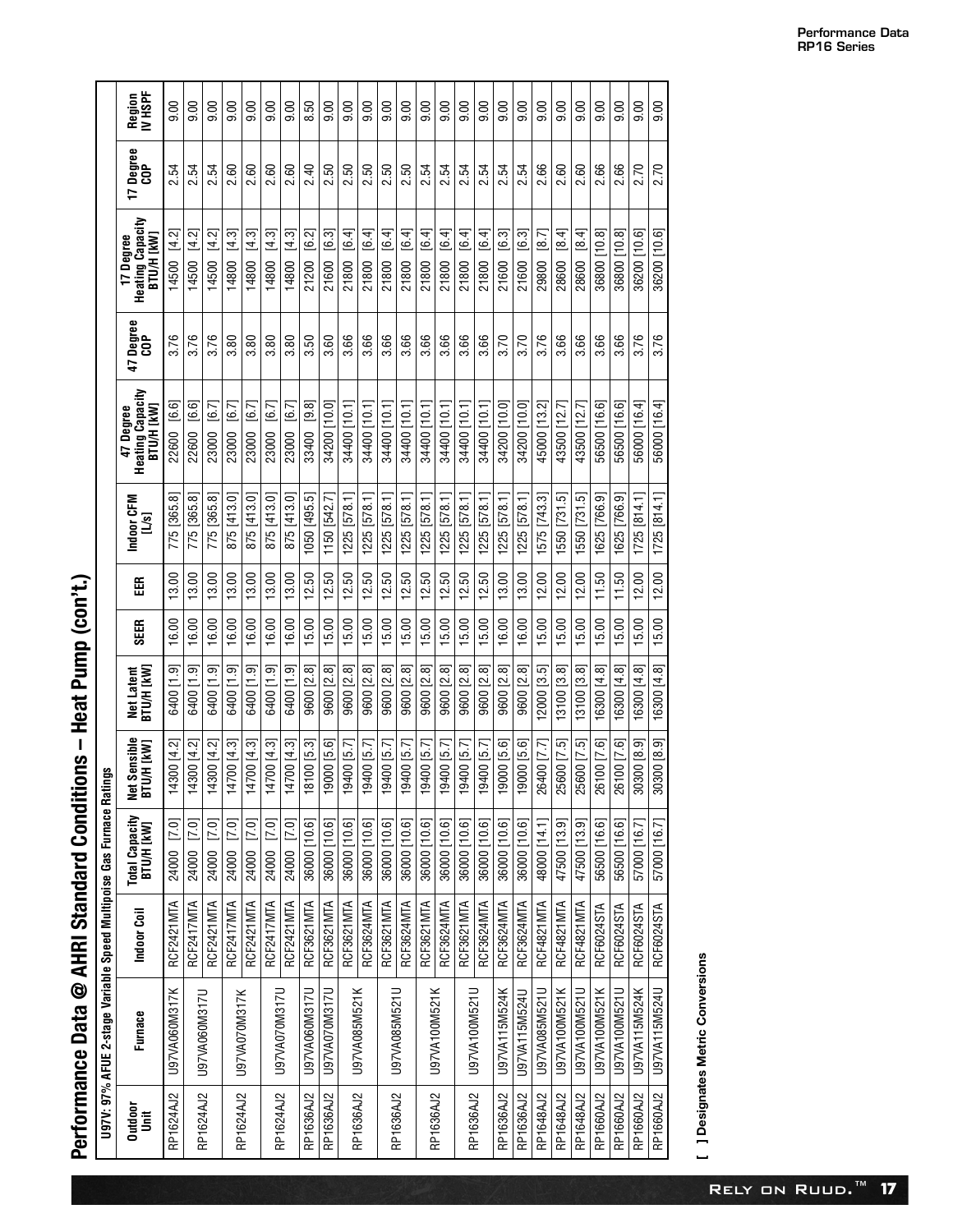# Performance Data @ AHRI Standard Conditions – Heat Pump (con't.)

U97V: 97% AFUE 2-stage Variable Speed Multipoise Gas Furnace Ratings

| Outdoor Unit | Furnace | Indoor Coil | Total Capacity BTU/H [kW] | Net Sensible BTU/H [kW] | Net Latent BTU/H [kW] | SEER | EER | Indoor CFM [L/s] | 47 Degree Heating Capacity BTU/H [kW] | 47 Degree COP | 17 Degree Heating Capacity BTU/H [kW] | 17 Degree COP | Region IV HSPF |
|---|---|---|---|---|---|---|---|---|---|---|---|---|---|
| RP1624AJ2 | U97VA060M317K | RCF2421MTA | 24000 [7.0] | 14300 [4.2] | 6400 [1.9] | 16.00 | 13.00 | 775 [365.8] | 22600 [6.6] | 3.76 | 14500 [4.2] | 2.54 | 9.00 |
| RP1624AJ2 | U97VA060M317U | RCF2417MTA | 24000 [7.0] | 14300 [4.2] | 6400 [1.9] | 16.00 | 13.00 | 775 [365.8] | 22600 [6.6] | 3.76 | 14500 [4.2] | 2.54 | 9.00 |
| | | RCF2421MTA | 24000 [7.0] | 14300 [4.2] | 6400 [1.9] | 16.00 | 13.00 | 775 [365.8] | 23000 [6.7] | 3.76 | 14500 [4.2] | 2.54 | 9.00 |
| RP1624AJ2 | U97VA070M317K | RCF2417MTA | 24000 [7.0] | 14700 [4.3] | 6400 [1.9] | 16.00 | 13.00 | 875 [413.0] | 23000 [6.7] | 3.80 | 14800 [4.3] | 2.60 | 9.00 |
| | | RCF2421MTA | 24000 [7.0] | 14700 [4.3] | 6400 [1.9] | 16.00 | 13.00 | 875 [413.0] | 23000 [6.7] | 3.80 | 14800 [4.3] | 2.60 | 9.00 |
| RP1624AJ2 | U97VA070M317U | RCF2417MTA | 24000 [7.0] | 14700 [4.3] | 6400 [1.9] | 16.00 | 13.00 | 875 [413.0] | 23000 [6.7] | 3.80 | 14800 [4.3] | 2.60 | 9.00 |
| | | RCF2421MTA | 24000 [7.0] | 14700 [4.3] | 6400 [1.9] | 16.00 | 13.00 | 875 [413.0] | 23000 [6.7] | 3.80 | 14800 [4.3] | 2.60 | 9.00 |
| RP1636AJ2 | U97VA060M317U | RCF3621MTA | 36000 [10.6] | 18100 [5.3] | 9600 [2.8] | 15.00 | 12.50 | 1050 [495.5] | 33400 [9.8] | 3.50 | 21200 [6.2] | 2.40 | 8.50 |
| RP1636AJ2 | U97VA070M317U | RCF3621MTA | 36000 [10.6] | 19000 [5.6] | 9600 [2.8] | 15.00 | 12.50 | 1150 [542.7] | 34200 [10.0] | 3.60 | 21600 [6.3] | 2.50 | 9.00 |
| RP1636AJ2 | U97VA085M521K | RCF3621MTA | 36000 [10.6] | 19400 [5.7] | 9600 [2.8] | 15.00 | 12.50 | 1225 [578.1] | 34400 [10.1] | 3.66 | 21800 [6.4] | 2.50 | 9.00 |
| | | RCF3624MTA | 36000 [10.6] | 19400 [5.7] | 9600 [2.8] | 15.00 | 12.50 | 1225 [578.1] | 34400 [10.1] | 3.66 | 21800 [6.4] | 2.50 | 9.00 |
| RP1636AJ2 | U97VA085M521U | RCF3621MTA | 36000 [10.6] | 19400 [5.7] | 9600 [2.8] | 15.00 | 12.50 | 1225 [578.1] | 34400 [10.1] | 3.66 | 21800 [6.4] | 2.50 | 9.00 |
| | | RCF3624MTA | 36000 [10.6] | 19400 [5.7] | 9600 [2.8] | 15.00 | 12.50 | 1225 [578.1] | 34400 [10.1] | 3.66 | 21800 [6.4] | 2.50 | 9.00 |
| RP1636AJ2 | U97VA100M521K | RCF3621MTA | 36000 [10.6] | 19400 [5.7] | 9600 [2.8] | 15.00 | 12.50 | 1225 [578.1] | 34400 [10.1] | 3.66 | 21800 [6.4] | 2.54 | 9.00 |
| | | RCF3624MTA | 36000 [10.6] | 19400 [5.7] | 9600 [2.8] | 15.00 | 12.50 | 1225 [578.1] | 34400 [10.1] | 3.66 | 21800 [6.4] | 2.54 | 9.00 |
| RP1636AJ2 | U97VA100M521U | RCF3621MTA | 36000 [10.6] | 19400 [5.7] | 9600 [2.8] | 15.00 | 12.50 | 1225 [578.1] | 34400 [10.1] | 3.66 | 21800 [6.4] | 2.54 | 9.00 |
| | | RCF3624MTA | 36000 [10.6] | 19400 [5.7] | 9600 [2.8] | 15.00 | 12.50 | 1225 [578.1] | 34400 [10.1] | 3.66 | 21800 [6.4] | 2.54 | 9.00 |
| RP1636AJ2 | U97VA115M524K | RCF3624MTA | 36000 [10.6] | 19000 [5.6] | 9600 [2.8] | 16.00 | 13.00 | 1225 [578.1] | 34200 [10.0] | 3.70 | 21600 [6.3] | 2.54 | 9.00 |
| RP1636AJ2 | U97VA115M524U | RCF3624MTA | 36000 [10.6] | 19000 [5.6] | 9600 [2.8] | 16.00 | 13.00 | 1225 [578.1] | 34200 [10.0] | 3.70 | 21600 [6.3] | 2.54 | 9.00 |
| RP1648AJ2 | U97VA085M521U | RCF4821MTA | 48000 [14.1] | 26400 [7.7] | 12000 [3.5] | 15.00 | 12.00 | 1575 [743.3] | 45000 [13.2] | 3.76 | 29800 [8.7] | 2.66 | 9.00 |
| RP1648AJ2 | U97VA100M521K | RCF4821MTA | 47500 [13.9] | 25600 [7.5] | 13100 [3.8] | 15.00 | 12.00 | 1550 [731.5] | 43500 [12.7] | 3.66 | 28600 [8.4] | 2.60 | 9.00 |
| RP1648AJ2 | U97VA100M521U | RCF4821MTA | 47500 [13.9] | 25600 [7.5] | 13100 [3.8] | 15.00 | 12.00 | 1550 [731.5] | 43500 [12.7] | 3.66 | 28600 [8.4] | 2.60 | 9.00 |
| RP1660AJ2 | U97VA100M521K | RCF6024STA | 56500 [16.6] | 26100 [7.6] | 16300 [4.8] | 15.00 | 11.50 | 1625 [766.9] | 56500 [16.6] | 3.66 | 36800 [10.8] | 2.66 | 9.00 |
| RP1660AJ2 | U97VA100M521U | RCF6024STA | 56500 [16.6] | 26100 [7.6] | 16300 [4.8] | 15.00 | 11.50 | 1625 [766.9] | 56500 [16.6] | 3.66 | 36800 [10.8] | 2.66 | 9.00 |
| RP1660AJ2 | U97VA115M524K | RCF6024STA | 57000 [16.7] | 30300 [8.9] | 16300 [4.8] | 15.00 | 12.00 | 1725 [814.1] | 56000 [16.4] | 3.76 | 36200 [10.6] | 2.70 | 9.00 |
| RP1660AJ2 | U97VA115M524U | RCF6024STA | 57000 [16.7] | 30300 [8.9] | 16300 [4.8] | 15.00 | 12.00 | 1725 [814.1] | 56000 [16.4] | 3.76 | 36200 [10.6] | 2.70 | 9.00 |

[ ] Designates Metric Conversions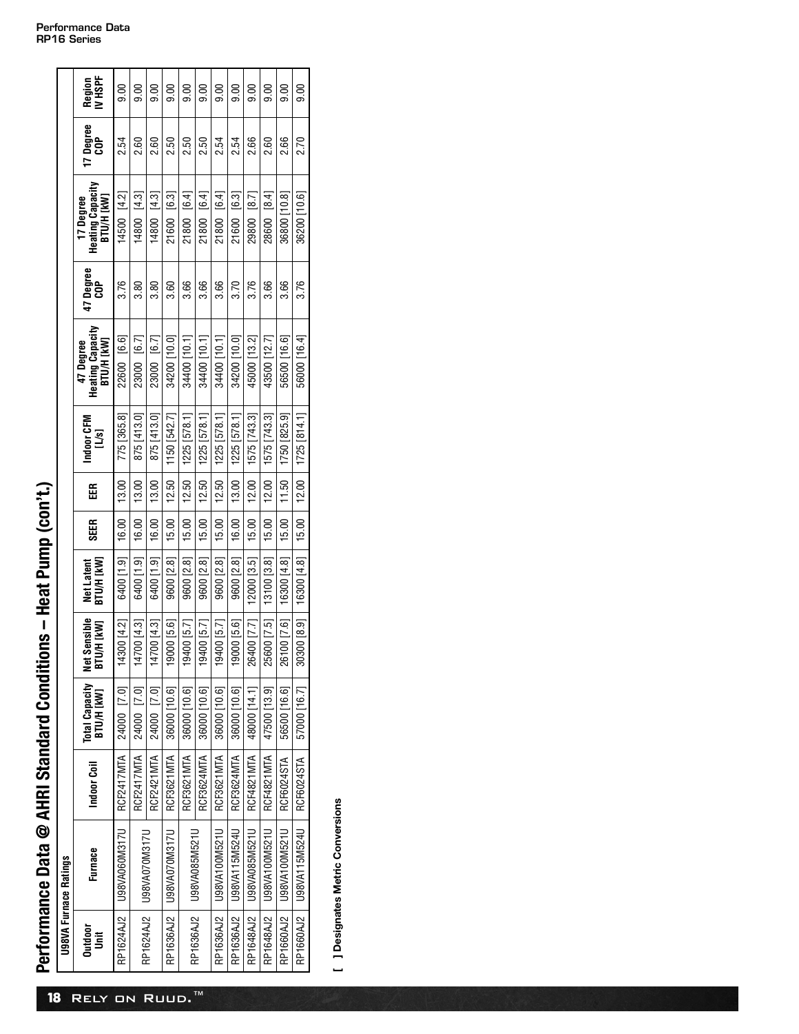Performance Data
RP16 Series

# Performance Data @ AHRI Standard Conditions – Heat Pump (con't.)

U98VA Furnace Ratings

| Outdoor Unit | Furnace | Indoor Coil | Total Capacity BTU/H [kW] | Net Sensible BTU/H [kW] | Net Latent BTU/H [kW] | SEER | EER | Indoor CFM [L/s] | 47 Degree Heating Capacity BTU/H [kW] | 47 Degree COP | 17 Degree Heating Capacity BTU/H [kW] | 17 Degree COP | Region IV HSPF |
|---|---|---|---|---|---|---|---|---|---|---|---|---|---|
| RP1624AJ2 | U98VA060M317U | RCF2417MTA | 24000 [7.0] | 14300 [4.2] | 6400 [1.9] | 16.00 | 13.00 | 775 [365.8] | 22600 [6.6] | 3.76 | 14500 [4.2] | 2.54 | 9.00 |
| RP1624AJ2 | U98VA070M317U | RCF2417MTA | 24000 [7.0] | 14700 [4.3] | 6400 [1.9] | 16.00 | 13.00 | 875 [413.0] | 23000 [6.7] | 3.80 | 14800 [4.3] | 2.60 | 9.00 |
| | | RCF2421MTA | 24000 [7.0] | 14700 [4.3] | 6400 [1.9] | 16.00 | 13.00 | 875 [413.0] | 23000 [6.7] | 3.80 | 14800 [4.3] | 2.60 | 9.00 |
| RP1636AJ2 | U98VA070M317U | RCF3621MTA | 36000 [10.6] | 19000 [5.6] | 9600 [2.8] | 15.00 | 12.50 | 1150 [542.7] | 34200 [10.0] | 3.60 | 21600 [6.3] | 2.50 | 9.00 |
| RP1636AJ2 | U98VA085M521U | RCF3621MTA | 36000 [10.6] | 19400 [5.7] | 9600 [2.8] | 15.00 | 12.50 | 1225 [578.1] | 34400 [10.1] | 3.66 | 21800 [6.4] | 2.50 | 9.00 |
| | | RCF3624MTA | 36000 [10.6] | 19400 [5.7] | 9600 [2.8] | 15.00 | 12.50 | 1225 [578.1] | 34400 [10.1] | 3.66 | 21800 [6.4] | 2.50 | 9.00 |
| RP1636AJ2 | U98VA100M521U | RCF3621MTA | 36000 [10.6] | 19400 [5.7] | 9600 [2.8] | 15.00 | 12.50 | 1225 [578.1] | 34400 [10.1] | 3.66 | 21800 [6.4] | 2.54 | 9.00 |
| RP1636AJ2 | U98VA115M524U | RCF3624MTA | 36000 [10.6] | 19000 [5.6] | 9600 [2.8] | 16.00 | 13.00 | 1225 [578.1] | 34200 [10.0] | 3.70 | 21600 [6.3] | 2.54 | 9.00 |
| RP1648AJ2 | U98VA085M521U | RCF4821MTA | 48000 [14.1] | 26400 [7.7] | 12000 [3.5] | 15.00 | 12.00 | 1575 [743.3] | 45000 [13.2] | 3.76 | 29800 [8.7] | 2.66 | 9.00 |
| RP1648AJ2 | U98VA100M521U | RCF4821MTA | 47500 [13.9] | 25600 [7.5] | 13100 [3.8] | 15.00 | 12.00 | 1575 [743.3] | 43500 [12.7] | 3.66 | 28600 [8.4] | 2.60 | 9.00 |
| RP1660AJ2 | U98VA100M521U | RCF6024STA | 56500 [16.6] | 26100 [7.6] | 16300 [4.8] | 15.00 | 11.50 | 1750 [825.9] | 56500 [16.6] | 3.66 | 36800 [10.8] | 2.66 | 9.00 |
| RP1660AJ2 | U98VA115M524U | RCF6024STA | 57000 [16.7] | 30300 [8.9] | 16300 [4.8] | 15.00 | 12.00 | 1725 [814.1] | 56000 [16.4] | 3.76 | 36200 [10.6] | 2.70 | 9.00 |

[ ] Designates Metric Conversions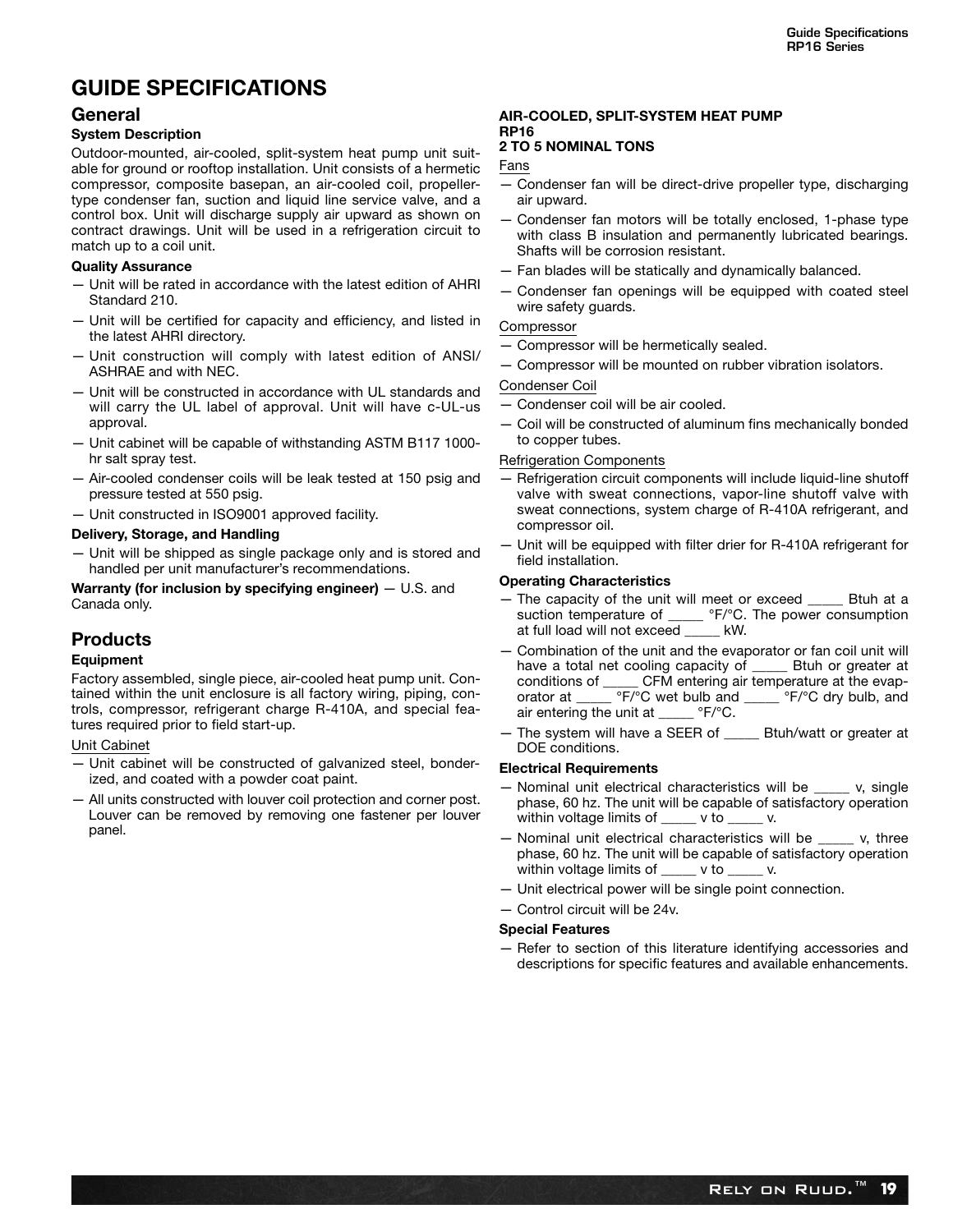# GUIDE SPECIFICATIONS

## General

### System Description

Outdoor-mounted, air-cooled, split-system heat pump unit suitable for ground or rooftop installation. Unit consists of a hermetic compressor, composite basepan, an air-cooled coil, propeller-type condenser fan, suction and liquid line service valve, and a control box. Unit will discharge supply air upward as shown on contract drawings. Unit will be used in a refrigeration circuit to match up to a coil unit.

### Quality Assurance

- Unit will be rated in accordance with the latest edition of AHRI Standard 210.
- Unit will be certified for capacity and efficiency, and listed in the latest AHRI directory.
- Unit construction will comply with latest edition of ANSI/ ASHRAE and with NEC.
- Unit will be constructed in accordance with UL standards and will carry the UL label of approval. Unit will have c-UL-us approval.
- Unit cabinet will be capable of withstanding ASTM B117 1000-hr salt spray test.
- Air-cooled condenser coils will be leak tested at 150 psig and pressure tested at 550 psig.
- Unit constructed in ISO9001 approved facility.

### Delivery, Storage, and Handling

- Unit will be shipped as single package only and is stored and handled per unit manufacturer's recommendations.

**Warranty (for inclusion by specifying engineer)** — U.S. and Canada only.

## Products

### Equipment

Factory assembled, single piece, air-cooled heat pump unit. Contained within the unit enclosure is all factory wiring, piping, controls, compressor, refrigerant charge R-410A, and special features required prior to field start-up.

Unit Cabinet

- Unit cabinet will be constructed of galvanized steel, bonderized, and coated with a powder coat paint.
- All units constructed with louver coil protection and corner post. Louver can be removed by removing one fastener per louver panel.

**AIR-COOLED, SPLIT-SYSTEM HEAT PUMP**
**RP16**
**2 TO 5 NOMINAL TONS**

Fans

- Condenser fan will be direct-drive propeller type, discharging air upward.
- Condenser fan motors will be totally enclosed, 1-phase type with class B insulation and permanently lubricated bearings. Shafts will be corrosion resistant.
- Fan blades will be statically and dynamically balanced.
- Condenser fan openings will be equipped with coated steel wire safety guards.

Compressor

- Compressor will be hermetically sealed.
- Compressor will be mounted on rubber vibration isolators.

Condenser Coil

- Condenser coil will be air cooled.
- Coil will be constructed of aluminum fins mechanically bonded to copper tubes.

Refrigeration Components

- Refrigeration circuit components will include liquid-line shutoff valve with sweat connections, vapor-line shutoff valve with sweat connections, system charge of R-410A refrigerant, and compressor oil.
- Unit will be equipped with filter drier for R-410A refrigerant for field installation.

### Operating Characteristics

- The capacity of the unit will meet or exceed _____ Btuh at a suction temperature of _____ °F/°C. The power consumption at full load will not exceed _____ kW.
- Combination of the unit and the evaporator or fan coil unit will have a total net cooling capacity of _____ Btuh or greater at conditions of _____ CFM entering air temperature at the evaporator at _____ °F/°C wet bulb and _____ °F/°C dry bulb, and air entering the unit at _____ °F/°C.
- The system will have a SEER of _____ Btuh/watt or greater at DOE conditions.

### Electrical Requirements

- Nominal unit electrical characteristics will be _____ v, single phase, 60 hz. The unit will be capable of satisfactory operation within voltage limits of _____ v to _____ v.
- Nominal unit electrical characteristics will be _____ v, three phase, 60 hz. The unit will be capable of satisfactory operation within voltage limits of _____ v to _____ v.
- Unit electrical power will be single point connection.
- Control circuit will be 24v.

### Special Features

- Refer to section of this literature identifying accessories and descriptions for specific features and available enhancements.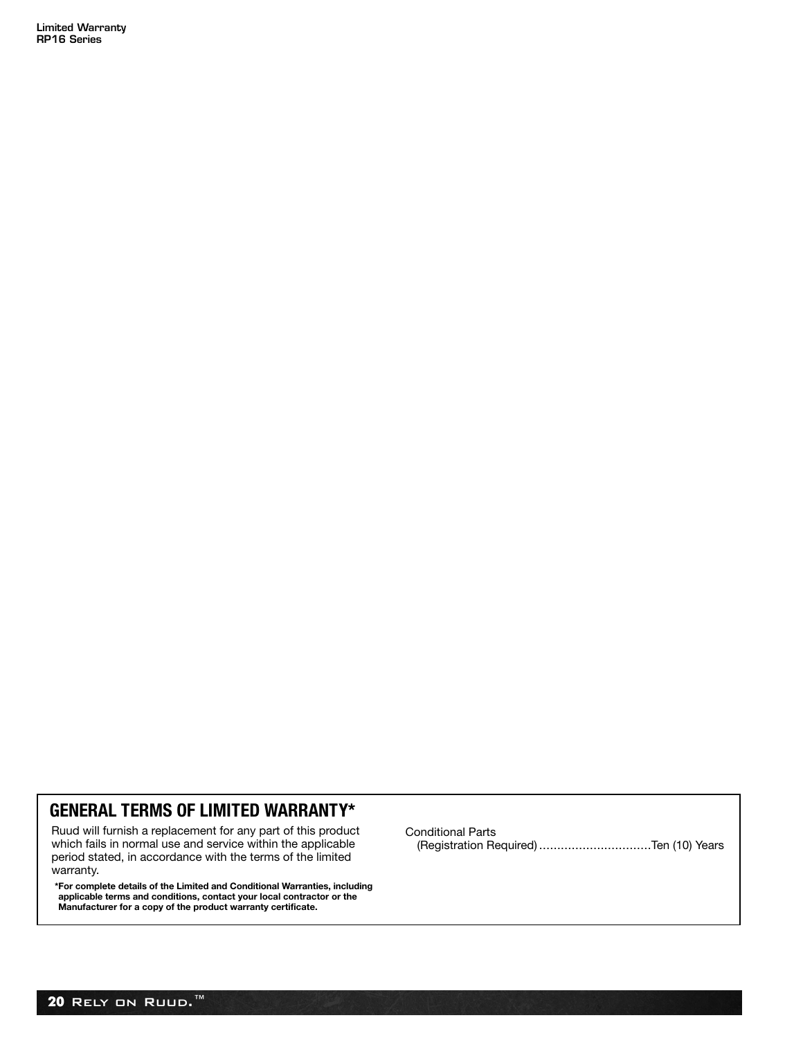## GENERAL TERMS OF LIMITED WARRANTY*

Ruud will furnish a replacement for any part of this product which fails in normal use and service within the applicable period stated, in accordance with the terms of the limited warranty.

**\*For complete details of the Limited and Conditional Warranties, including applicable terms and conditions, contact your local contractor or the Manufacturer for a copy of the product warranty certificate.**

Conditional Parts
(Registration Required) ...............................Ten (10) Years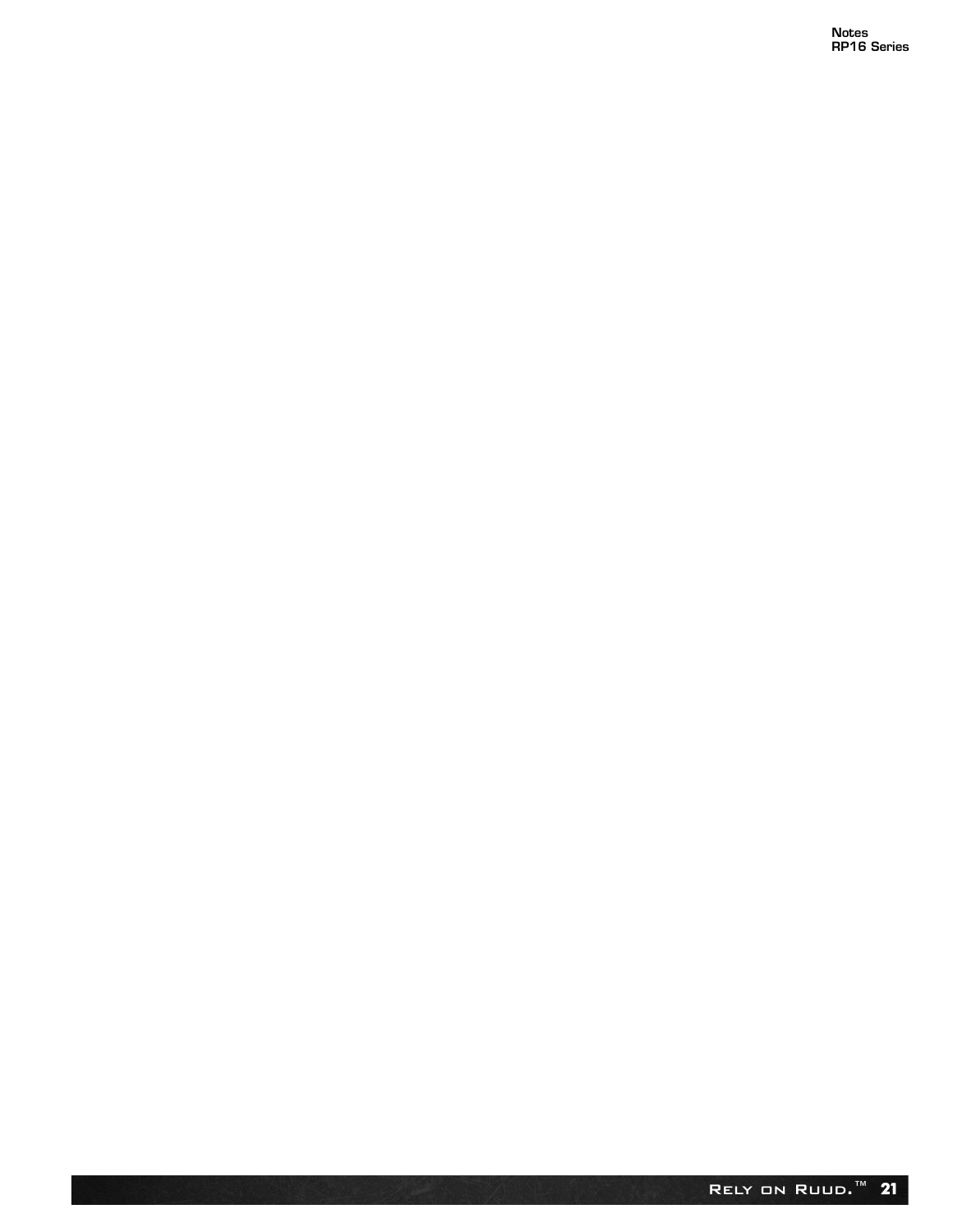# Notes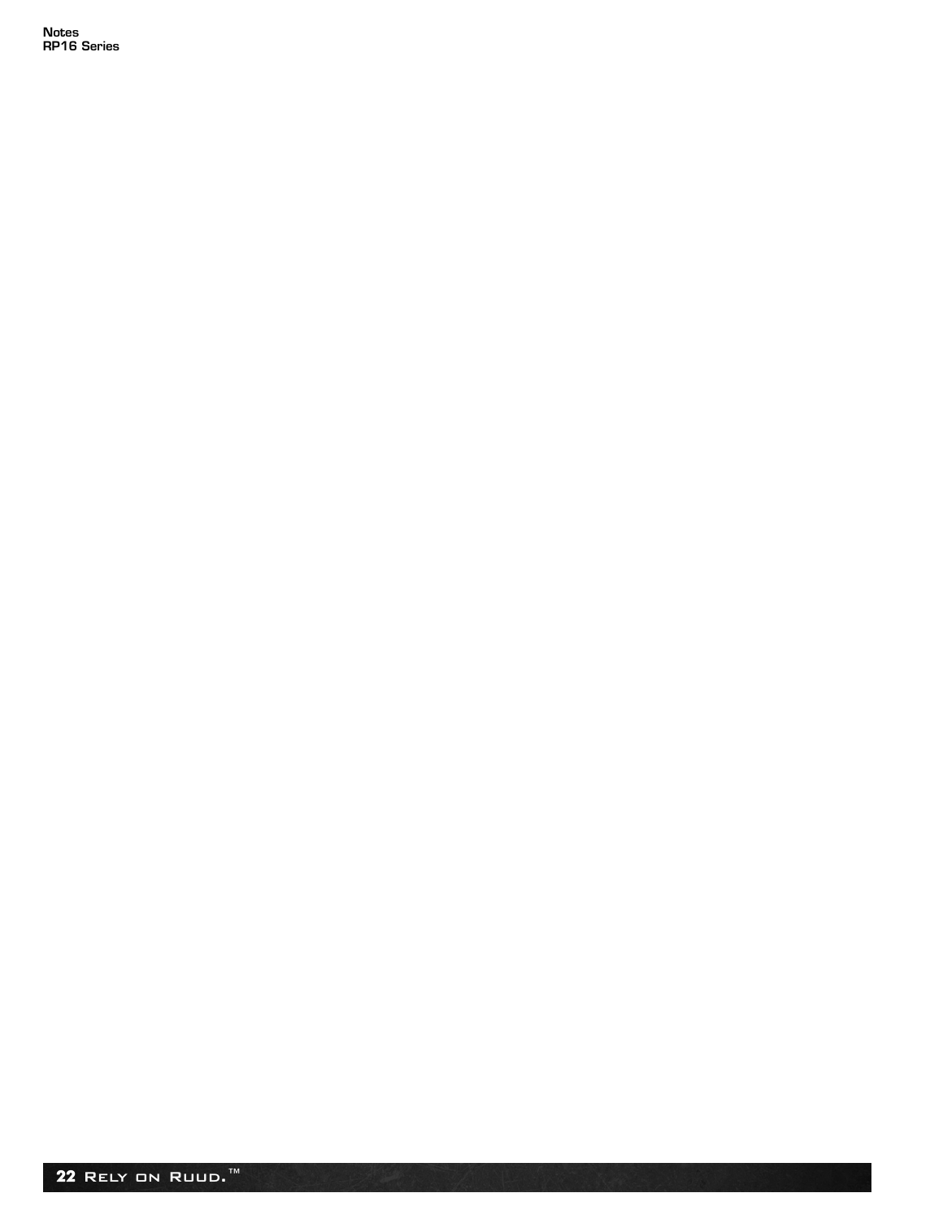# Notes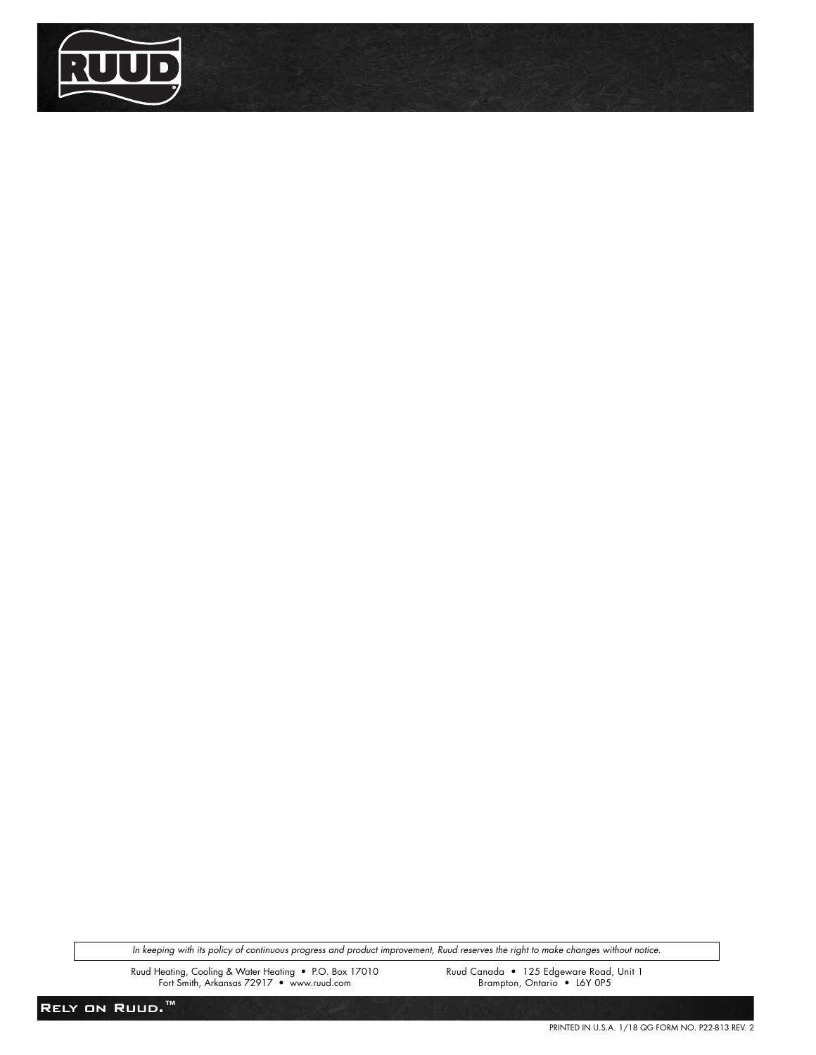*In keeping with its policy of continuous progress and product improvement, Ruud reserves the right to make changes without notice.*

Ruud Heating, Cooling & Water Heating • P.O. Box 17010
Fort Smith, Arkansas 72917 • www.ruud.com

Ruud Canada • 125 Edgeware Road, Unit 1
Brampton, Ontario • L6Y 0P5

**Rely on Ruud.™**

PRINTED IN U.S.A. 1/18 QG FORM NO. P22-813 REV. 2